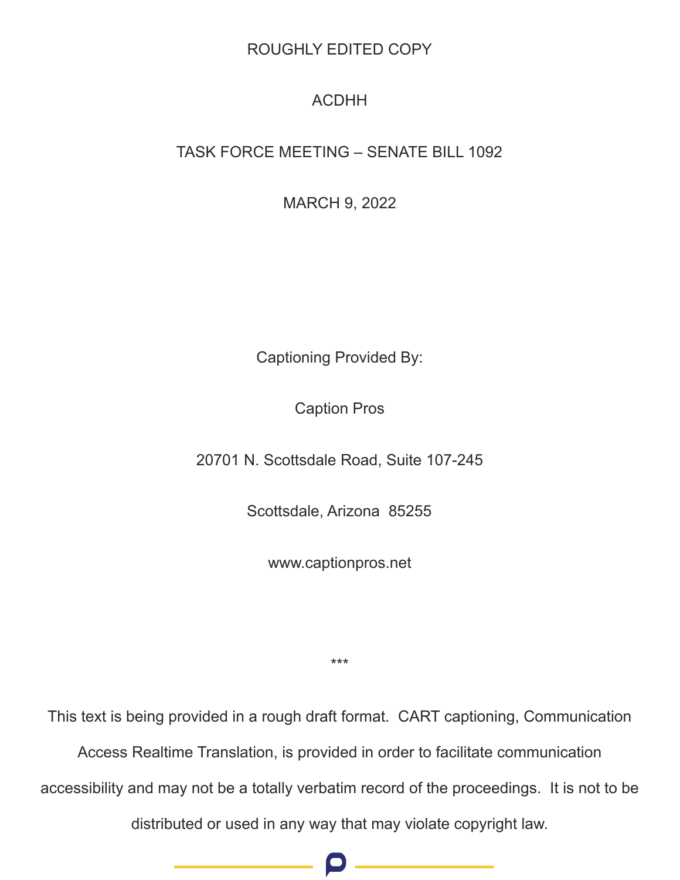ROUGHLY EDITED COPY

ACDHH

TASK FORCE MEETING – SENATE BILL 1092

MARCH 9, 2022

Captioning Provided By:

Caption Pros

20701 N. Scottsdale Road, Suite 107-245

Scottsdale, Arizona 85255

www.captionpros.net

***

This text is being provided in a rough draft format. CART captioning, Communication Access Realtime Translation, is provided in order to facilitate communication accessibility and may not be a totally verbatim record of the proceedings. It is not to be distributed or used in any way that may violate copyright law.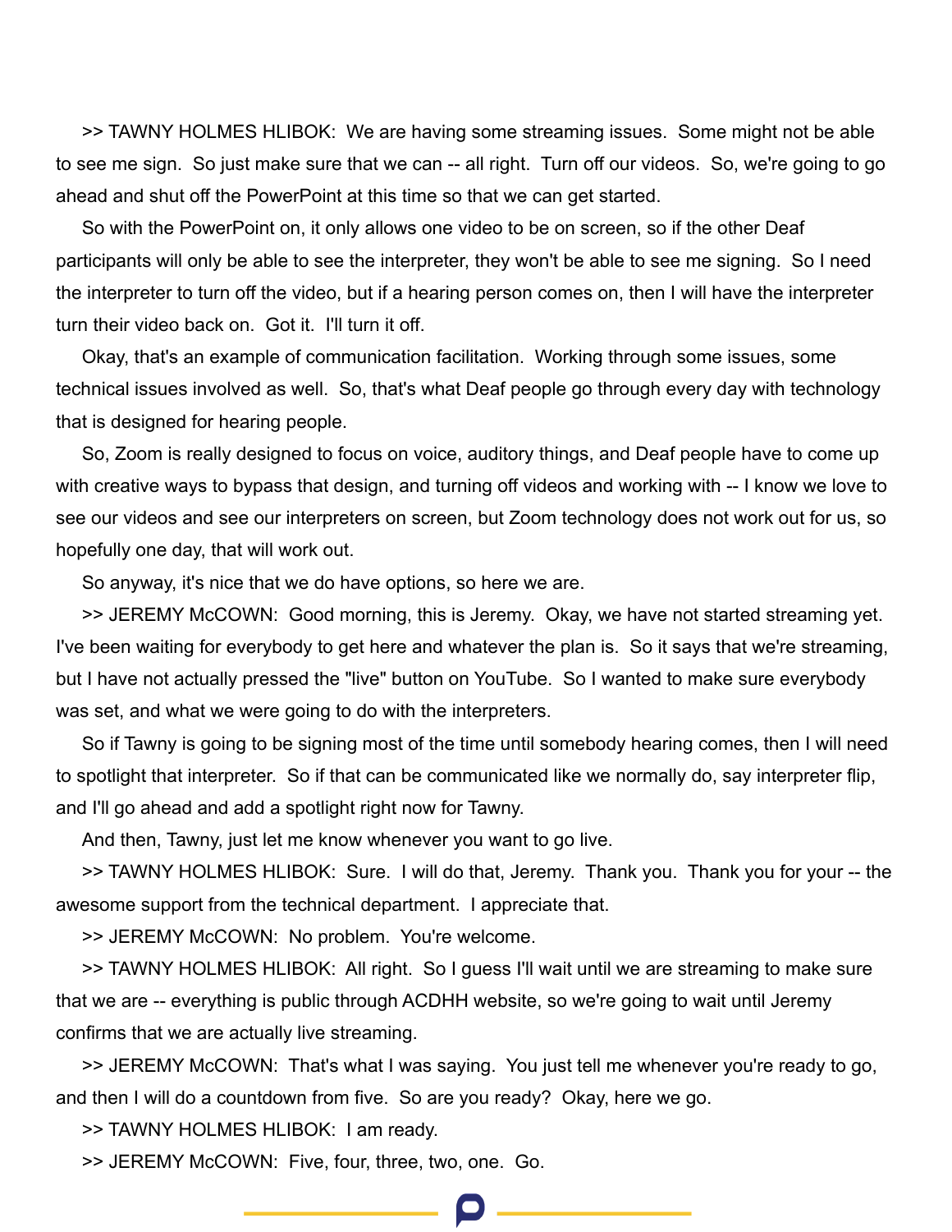>> TAWNY HOLMES HLIBOK:  We are having some streaming issues.  Some might not be able to see me sign.  So just make sure that we can -- all right.  Turn off our videos.  So, we're going to go ahead and shut off the PowerPoint at this time so that we can get started.

So with the PowerPoint on, it only allows one video to be on screen, so if the other Deaf participants will only be able to see the interpreter, they won't be able to see me signing.  So I need the interpreter to turn off the video, but if a hearing person comes on, then I will have the interpreter turn their video back on.  Got it.  I'll turn it off.

Okay, that's an example of communication facilitation.  Working through some issues, some technical issues involved as well.  So, that's what Deaf people go through every day with technology that is designed for hearing people.

So, Zoom is really designed to focus on voice, auditory things, and Deaf people have to come up with creative ways to bypass that design, and turning off videos and working with -- I know we love to see our videos and see our interpreters on screen, but Zoom technology does not work out for us, so hopefully one day, that will work out.

So anyway, it's nice that we do have options, so here we are.

>> JEREMY McCOWN:  Good morning, this is Jeremy.  Okay, we have not started streaming yet.  I've been waiting for everybody to get here and whatever the plan is.  So it says that we're streaming, but I have not actually pressed the "live" button on YouTube.  So I wanted to make sure everybody was set, and what we were going to do with the interpreters.

So if Tawny is going to be signing most of the time until somebody hearing comes, then I will need to spotlight that interpreter.  So if that can be communicated like we normally do, say interpreter flip, and I'll go ahead and add a spotlight right now for Tawny.

And then, Tawny, just let me know whenever you want to go live.

>> TAWNY HOLMES HLIBOK:  Sure.  I will do that, Jeremy.  Thank you.  Thank you for your -- the awesome support from the technical department.  I appreciate that.

>> JEREMY McCOWN:  No problem.  You're welcome.

>> TAWNY HOLMES HLIBOK:  All right.  So I guess I'll wait until we are streaming to make sure that we are -- everything is public through ACDHH website, so we're going to wait until Jeremy confirms that we are actually live streaming.

>> JEREMY McCOWN:  That's what I was saying.  You just tell me whenever you're ready to go, and then I will do a countdown from five.  So are you ready?  Okay, here we go.

>> TAWNY HOLMES HLIBOK:  I am ready.

>> JEREMY McCOWN:  Five, four, three, two, one.  Go.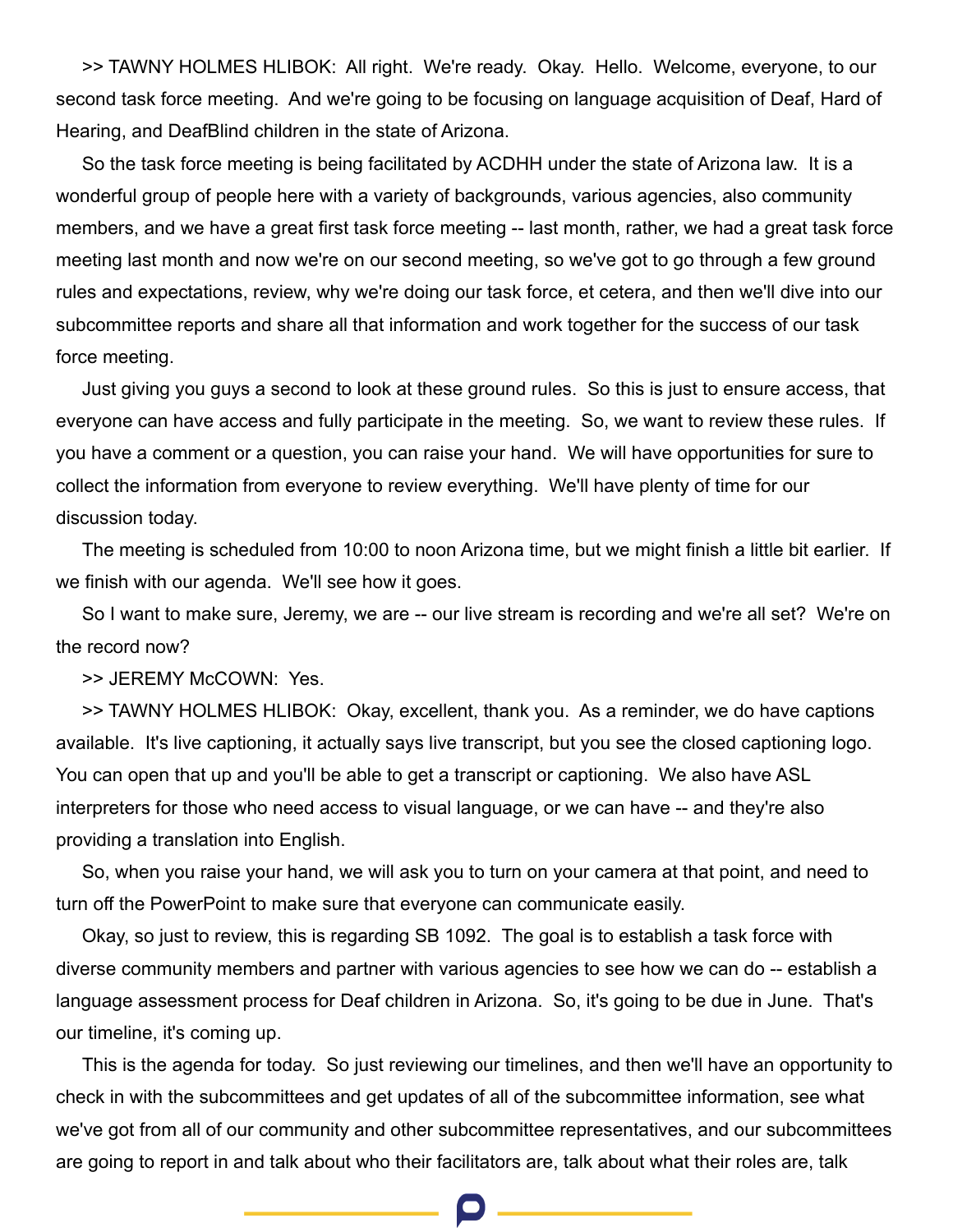>> TAWNY HOLMES HLIBOK: All right. We're ready. Okay. Hello. Welcome, everyone, to our second task force meeting. And we're going to be focusing on language acquisition of Deaf, Hard of Hearing, and DeafBlind children in the state of Arizona.

So the task force meeting is being facilitated by ACDHH under the state of Arizona law. It is a wonderful group of people here with a variety of backgrounds, various agencies, also community members, and we have a great first task force meeting -- last month, rather, we had a great task force meeting last month and now we're on our second meeting, so we've got to go through a few ground rules and expectations, review, why we're doing our task force, et cetera, and then we'll dive into our subcommittee reports and share all that information and work together for the success of our task force meeting.

Just giving you guys a second to look at these ground rules. So this is just to ensure access, that everyone can have access and fully participate in the meeting. So, we want to review these rules. If you have a comment or a question, you can raise your hand. We will have opportunities for sure to collect the information from everyone to review everything. We'll have plenty of time for our discussion today.

The meeting is scheduled from 10:00 to noon Arizona time, but we might finish a little bit earlier. If we finish with our agenda. We'll see how it goes.

So I want to make sure, Jeremy, we are -- our live stream is recording and we're all set? We're on the record now?

>> JEREMY McCOWN: Yes.

>> TAWNY HOLMES HLIBOK: Okay, excellent, thank you. As a reminder, we do have captions available. It's live captioning, it actually says live transcript, but you see the closed captioning logo. You can open that up and you'll be able to get a transcript or captioning. We also have ASL interpreters for those who need access to visual language, or we can have -- and they're also providing a translation into English.

So, when you raise your hand, we will ask you to turn on your camera at that point, and need to turn off the PowerPoint to make sure that everyone can communicate easily.

Okay, so just to review, this is regarding SB 1092. The goal is to establish a task force with diverse community members and partner with various agencies to see how we can do -- establish a language assessment process for Deaf children in Arizona. So, it's going to be due in June. That's our timeline, it's coming up.

This is the agenda for today. So just reviewing our timelines, and then we'll have an opportunity to check in with the subcommittees and get updates of all of the subcommittee information, see what we've got from all of our community and other subcommittee representatives, and our subcommittees are going to report in and talk about who their facilitators are, talk about what their roles are, talk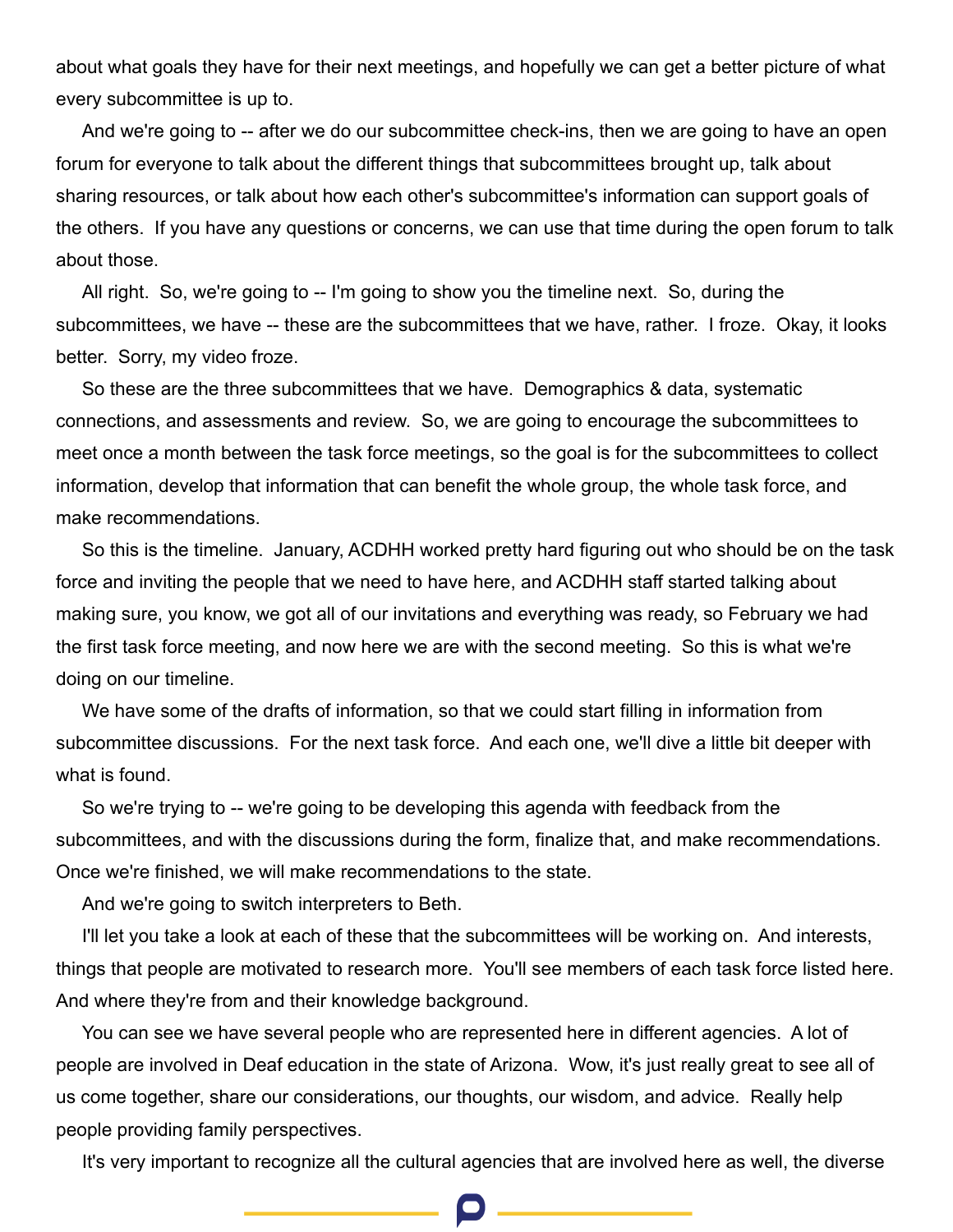about what goals they have for their next meetings, and hopefully we can get a better picture of what every subcommittee is up to.

And we're going to -- after we do our subcommittee check-ins, then we are going to have an open forum for everyone to talk about the different things that subcommittees brought up, talk about sharing resources, or talk about how each other's subcommittee's information can support goals of the others. If you have any questions or concerns, we can use that time during the open forum to talk about those.

All right. So, we're going to -- I'm going to show you the timeline next. So, during the subcommittees, we have -- these are the subcommittees that we have, rather. I froze. Okay, it looks better. Sorry, my video froze.

So these are the three subcommittees that we have. Demographics & data, systematic connections, and assessments and review. So, we are going to encourage the subcommittees to meet once a month between the task force meetings, so the goal is for the subcommittees to collect information, develop that information that can benefit the whole group, the whole task force, and make recommendations.

So this is the timeline. January, ACDHH worked pretty hard figuring out who should be on the task force and inviting the people that we need to have here, and ACDHH staff started talking about making sure, you know, we got all of our invitations and everything was ready, so February we had the first task force meeting, and now here we are with the second meeting. So this is what we're doing on our timeline.

We have some of the drafts of information, so that we could start filling in information from subcommittee discussions. For the next task force. And each one, we'll dive a little bit deeper with what is found.

So we're trying to -- we're going to be developing this agenda with feedback from the subcommittees, and with the discussions during the form, finalize that, and make recommendations. Once we're finished, we will make recommendations to the state.

And we're going to switch interpreters to Beth.

I'll let you take a look at each of these that the subcommittees will be working on. And interests, things that people are motivated to research more. You'll see members of each task force listed here. And where they're from and their knowledge background.

You can see we have several people who are represented here in different agencies. A lot of people are involved in Deaf education in the state of Arizona. Wow, it's just really great to see all of us come together, share our considerations, our thoughts, our wisdom, and advice. Really help people providing family perspectives.

It's very important to recognize all the cultural agencies that are involved here as well, the diverse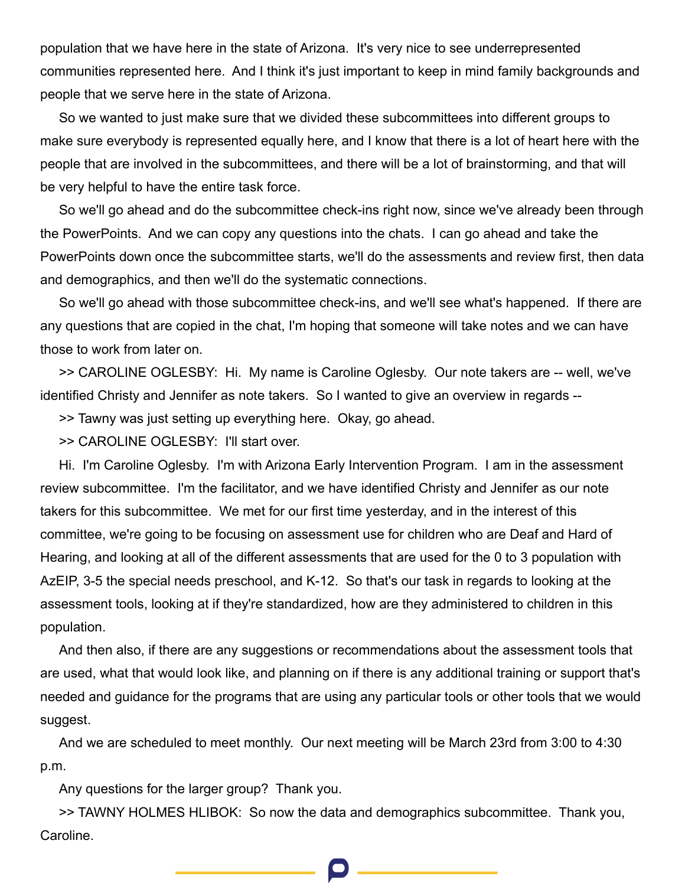population that we have here in the state of Arizona. It's very nice to see underrepresented communities represented here. And I think it's just important to keep in mind family backgrounds and people that we serve here in the state of Arizona.

So we wanted to just make sure that we divided these subcommittees into different groups to make sure everybody is represented equally here, and I know that there is a lot of heart here with the people that are involved in the subcommittees, and there will be a lot of brainstorming, and that will be very helpful to have the entire task force.

So we'll go ahead and do the subcommittee check-ins right now, since we've already been through the PowerPoints. And we can copy any questions into the chats. I can go ahead and take the PowerPoints down once the subcommittee starts, we'll do the assessments and review first, then data and demographics, and then we'll do the systematic connections.

So we'll go ahead with those subcommittee check-ins, and we'll see what's happened. If there are any questions that are copied in the chat, I'm hoping that someone will take notes and we can have those to work from later on.

>> CAROLINE OGLESBY: Hi. My name is Caroline Oglesby. Our note takers are -- well, we've identified Christy and Jennifer as note takers. So I wanted to give an overview in regards --

>> Tawny was just setting up everything here. Okay, go ahead.

>> CAROLINE OGLESBY: I'll start over.

Hi. I'm Caroline Oglesby. I'm with Arizona Early Intervention Program. I am in the assessment review subcommittee. I'm the facilitator, and we have identified Christy and Jennifer as our note takers for this subcommittee. We met for our first time yesterday, and in the interest of this committee, we're going to be focusing on assessment use for children who are Deaf and Hard of Hearing, and looking at all of the different assessments that are used for the 0 to 3 population with AzEIP, 3-5 the special needs preschool, and K-12. So that's our task in regards to looking at the assessment tools, looking at if they're standardized, how are they administered to children in this population.

And then also, if there are any suggestions or recommendations about the assessment tools that are used, what that would look like, and planning on if there is any additional training or support that's needed and guidance for the programs that are using any particular tools or other tools that we would suggest.

And we are scheduled to meet monthly. Our next meeting will be March 23rd from 3:00 to 4:30 p.m.

Any questions for the larger group? Thank you.

>> TAWNY HOLMES HLIBOK: So now the data and demographics subcommittee. Thank you, Caroline.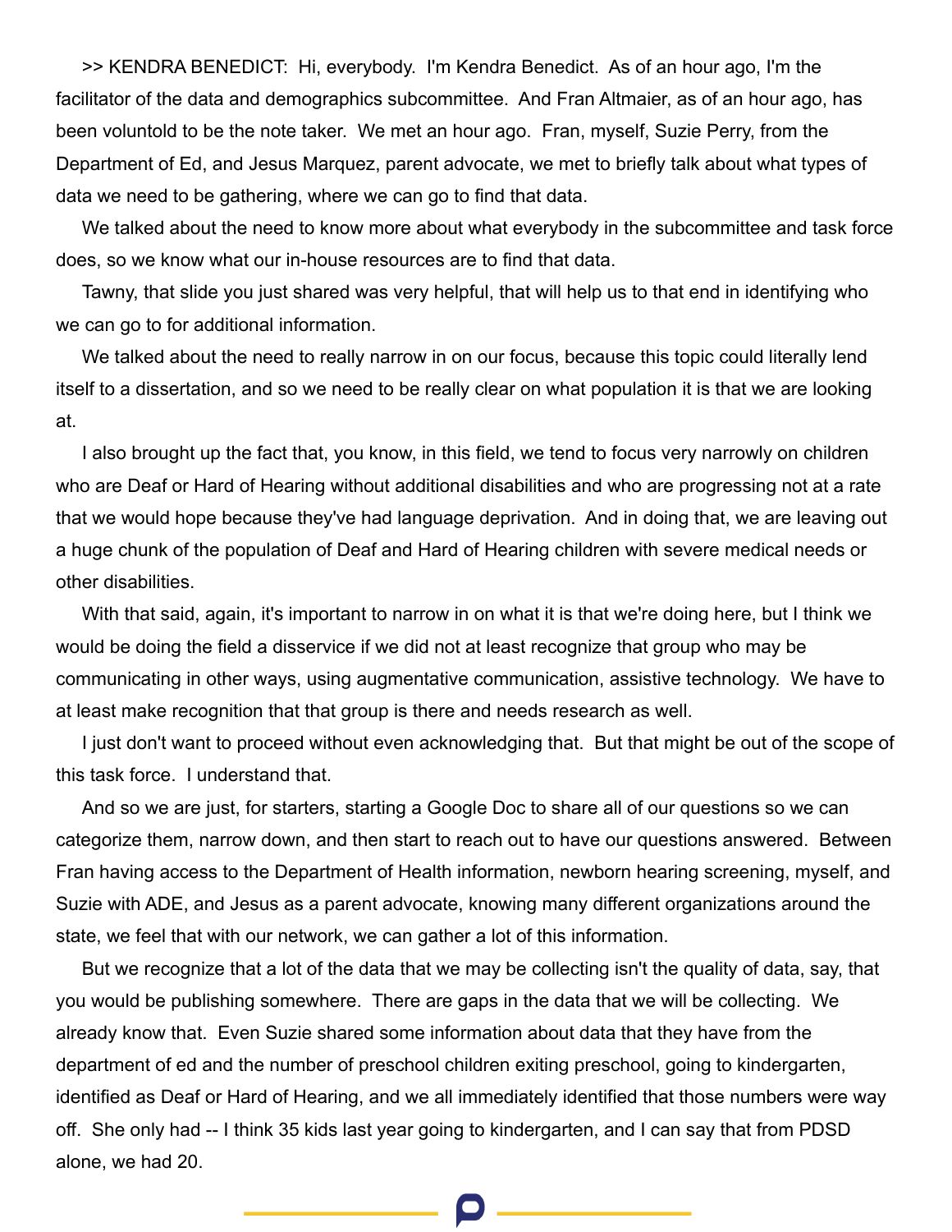>> KENDRA BENEDICT: Hi, everybody. I'm Kendra Benedict. As of an hour ago, I'm the facilitator of the data and demographics subcommittee. And Fran Altmaier, as of an hour ago, has been voluntold to be the note taker. We met an hour ago. Fran, myself, Suzie Perry, from the Department of Ed, and Jesus Marquez, parent advocate, we met to briefly talk about what types of data we need to be gathering, where we can go to find that data.

We talked about the need to know more about what everybody in the subcommittee and task force does, so we know what our in-house resources are to find that data.

Tawny, that slide you just shared was very helpful, that will help us to that end in identifying who we can go to for additional information.

We talked about the need to really narrow in on our focus, because this topic could literally lend itself to a dissertation, and so we need to be really clear on what population it is that we are looking at.

I also brought up the fact that, you know, in this field, we tend to focus very narrowly on children who are Deaf or Hard of Hearing without additional disabilities and who are progressing not at a rate that we would hope because they've had language deprivation. And in doing that, we are leaving out a huge chunk of the population of Deaf and Hard of Hearing children with severe medical needs or other disabilities.

With that said, again, it's important to narrow in on what it is that we're doing here, but I think we would be doing the field a disservice if we did not at least recognize that group who may be communicating in other ways, using augmentative communication, assistive technology. We have to at least make recognition that that group is there and needs research as well.

I just don't want to proceed without even acknowledging that. But that might be out of the scope of this task force. I understand that.

And so we are just, for starters, starting a Google Doc to share all of our questions so we can categorize them, narrow down, and then start to reach out to have our questions answered. Between Fran having access to the Department of Health information, newborn hearing screening, myself, and Suzie with ADE, and Jesus as a parent advocate, knowing many different organizations around the state, we feel that with our network, we can gather a lot of this information.

But we recognize that a lot of the data that we may be collecting isn't the quality of data, say, that you would be publishing somewhere. There are gaps in the data that we will be collecting. We already know that. Even Suzie shared some information about data that they have from the department of ed and the number of preschool children exiting preschool, going to kindergarten, identified as Deaf or Hard of Hearing, and we all immediately identified that those numbers were way off. She only had -- I think 35 kids last year going to kindergarten, and I can say that from PDSD alone, we had 20.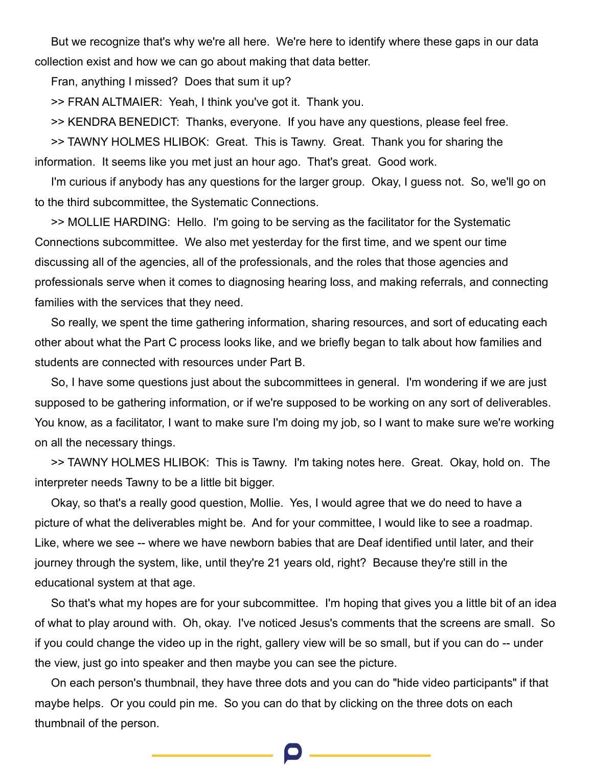But we recognize that's why we're all here. We're here to identify where these gaps in our data collection exist and how we can go about making that data better.

Fran, anything I missed? Does that sum it up?

>> FRAN ALTMAIER: Yeah, I think you've got it. Thank you.

>> KENDRA BENEDICT: Thanks, everyone. If you have any questions, please feel free.

>> TAWNY HOLMES HLIBOK: Great. This is Tawny. Great. Thank you for sharing the information. It seems like you met just an hour ago. That's great. Good work.

I'm curious if anybody has any questions for the larger group. Okay, I guess not. So, we'll go on to the third subcommittee, the Systematic Connections.

>> MOLLIE HARDING: Hello. I'm going to be serving as the facilitator for the Systematic Connections subcommittee. We also met yesterday for the first time, and we spent our time discussing all of the agencies, all of the professionals, and the roles that those agencies and professionals serve when it comes to diagnosing hearing loss, and making referrals, and connecting families with the services that they need.

So really, we spent the time gathering information, sharing resources, and sort of educating each other about what the Part C process looks like, and we briefly began to talk about how families and students are connected with resources under Part B.

So, I have some questions just about the subcommittees in general. I'm wondering if we are just supposed to be gathering information, or if we're supposed to be working on any sort of deliverables. You know, as a facilitator, I want to make sure I'm doing my job, so I want to make sure we're working on all the necessary things.

>> TAWNY HOLMES HLIBOK: This is Tawny. I'm taking notes here. Great. Okay, hold on. The interpreter needs Tawny to be a little bit bigger.

Okay, so that's a really good question, Mollie. Yes, I would agree that we do need to have a picture of what the deliverables might be. And for your committee, I would like to see a roadmap. Like, where we see -- where we have newborn babies that are Deaf identified until later, and their journey through the system, like, until they're 21 years old, right? Because they're still in the educational system at that age.

So that's what my hopes are for your subcommittee. I'm hoping that gives you a little bit of an idea of what to play around with. Oh, okay. I've noticed Jesus's comments that the screens are small. So if you could change the video up in the right, gallery view will be so small, but if you can do -- under the view, just go into speaker and then maybe you can see the picture.

On each person's thumbnail, they have three dots and you can do "hide video participants" if that maybe helps. Or you could pin me. So you can do that by clicking on the three dots on each thumbnail of the person.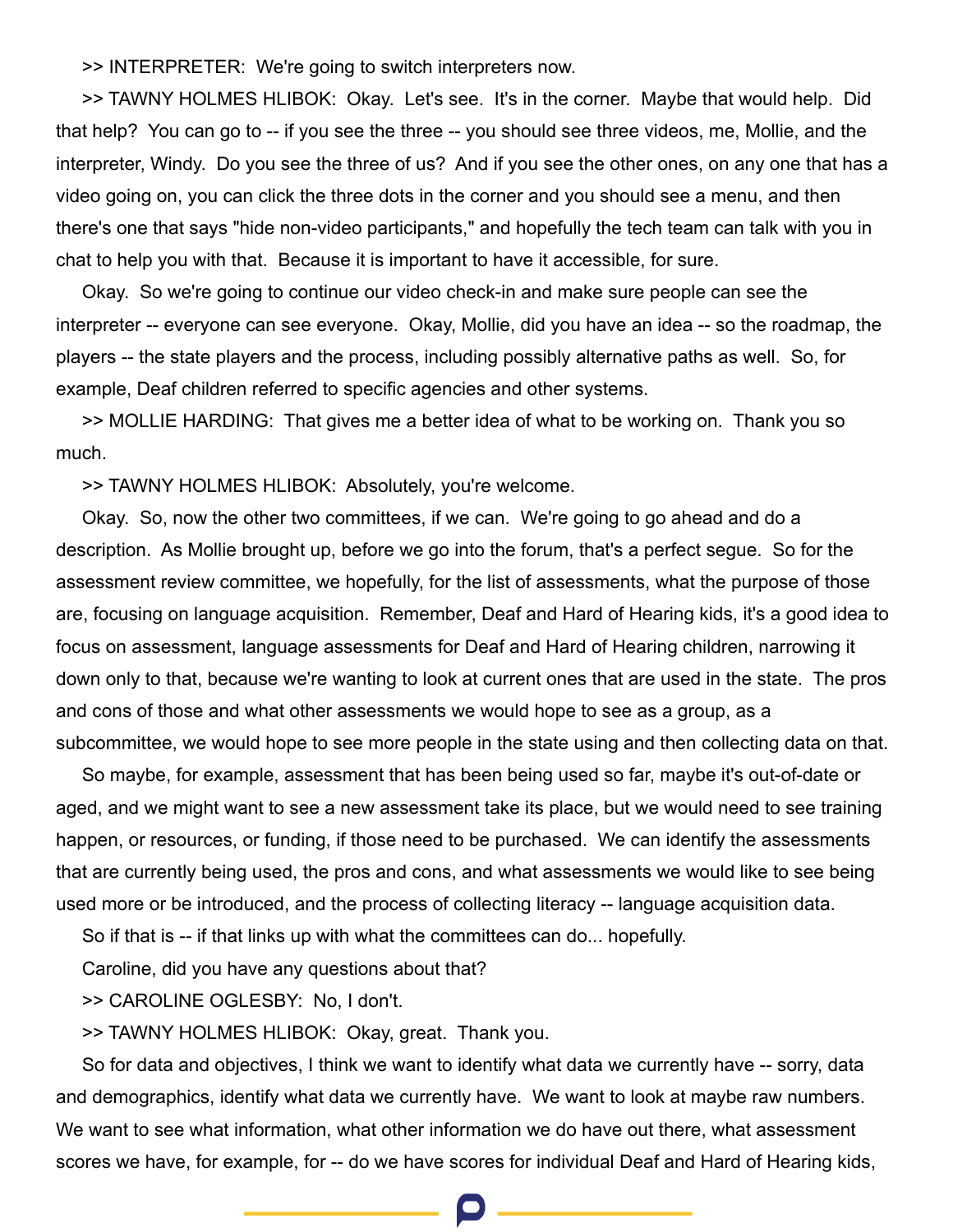>> INTERPRETER: We're going to switch interpreters now.

>> TAWNY HOLMES HLIBOK: Okay. Let's see. It's in the corner. Maybe that would help. Did that help? You can go to -- if you see the three -- you should see three videos, me, Mollie, and the interpreter, Windy. Do you see the three of us? And if you see the other ones, on any one that has a video going on, you can click the three dots in the corner and you should see a menu, and then there's one that says "hide non-video participants," and hopefully the tech team can talk with you in chat to help you with that. Because it is important to have it accessible, for sure.

Okay. So we're going to continue our video check-in and make sure people can see the interpreter -- everyone can see everyone. Okay, Mollie, did you have an idea -- so the roadmap, the players -- the state players and the process, including possibly alternative paths as well. So, for example, Deaf children referred to specific agencies and other systems.

>> MOLLIE HARDING: That gives me a better idea of what to be working on. Thank you so much.

>> TAWNY HOLMES HLIBOK: Absolutely, you're welcome.

Okay. So, now the other two committees, if we can. We're going to go ahead and do a description. As Mollie brought up, before we go into the forum, that's a perfect segue. So for the assessment review committee, we hopefully, for the list of assessments, what the purpose of those are, focusing on language acquisition. Remember, Deaf and Hard of Hearing kids, it's a good idea to focus on assessment, language assessments for Deaf and Hard of Hearing children, narrowing it down only to that, because we're wanting to look at current ones that are used in the state. The pros and cons of those and what other assessments we would hope to see as a group, as a subcommittee, we would hope to see more people in the state using and then collecting data on that.

So maybe, for example, assessment that has been being used so far, maybe it's out-of-date or aged, and we might want to see a new assessment take its place, but we would need to see training happen, or resources, or funding, if those need to be purchased. We can identify the assessments that are currently being used, the pros and cons, and what assessments we would like to see being used more or be introduced, and the process of collecting literacy -- language acquisition data.

So if that is -- if that links up with what the committees can do... hopefully.

Caroline, did you have any questions about that?

>> CAROLINE OGLESBY: No, I don't.

>> TAWNY HOLMES HLIBOK: Okay, great. Thank you.

So for data and objectives, I think we want to identify what data we currently have -- sorry, data and demographics, identify what data we currently have. We want to look at maybe raw numbers. We want to see what information, what other information we do have out there, what assessment scores we have, for example, for -- do we have scores for individual Deaf and Hard of Hearing kids,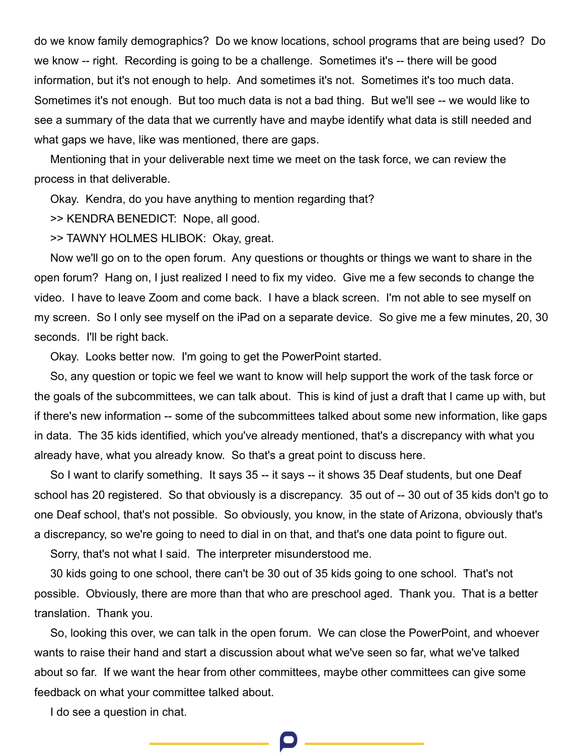do we know family demographics? Do we know locations, school programs that are being used? Do we know -- right. Recording is going to be a challenge. Sometimes it's -- there will be good information, but it's not enough to help. And sometimes it's not. Sometimes it's too much data. Sometimes it's not enough. But too much data is not a bad thing. But we'll see -- we would like to see a summary of the data that we currently have and maybe identify what data is still needed and what gaps we have, like was mentioned, there are gaps.

Mentioning that in your deliverable next time we meet on the task force, we can review the process in that deliverable.

Okay. Kendra, do you have anything to mention regarding that?

>> KENDRA BENEDICT: Nope, all good.

>> TAWNY HOLMES HLIBOK: Okay, great.

Now we'll go on to the open forum. Any questions or thoughts or things we want to share in the open forum? Hang on, I just realized I need to fix my video. Give me a few seconds to change the video. I have to leave Zoom and come back. I have a black screen. I'm not able to see myself on my screen. So I only see myself on the iPad on a separate device. So give me a few minutes, 20, 30 seconds. I'll be right back.

Okay. Looks better now. I'm going to get the PowerPoint started.

So, any question or topic we feel we want to know will help support the work of the task force or the goals of the subcommittees, we can talk about. This is kind of just a draft that I came up with, but if there's new information -- some of the subcommittees talked about some new information, like gaps in data. The 35 kids identified, which you've already mentioned, that's a discrepancy with what you already have, what you already know. So that's a great point to discuss here.

So I want to clarify something. It says 35 -- it says -- it shows 35 Deaf students, but one Deaf school has 20 registered. So that obviously is a discrepancy. 35 out of -- 30 out of 35 kids don't go to one Deaf school, that's not possible. So obviously, you know, in the state of Arizona, obviously that's a discrepancy, so we're going to need to dial in on that, and that's one data point to figure out.

Sorry, that's not what I said. The interpreter misunderstood me.

30 kids going to one school, there can't be 30 out of 35 kids going to one school. That's not possible. Obviously, there are more than that who are preschool aged. Thank you. That is a better translation. Thank you.

So, looking this over, we can talk in the open forum. We can close the PowerPoint, and whoever wants to raise their hand and start a discussion about what we've seen so far, what we've talked about so far. If we want the hear from other committees, maybe other committees can give some feedback on what your committee talked about.

I do see a question in chat.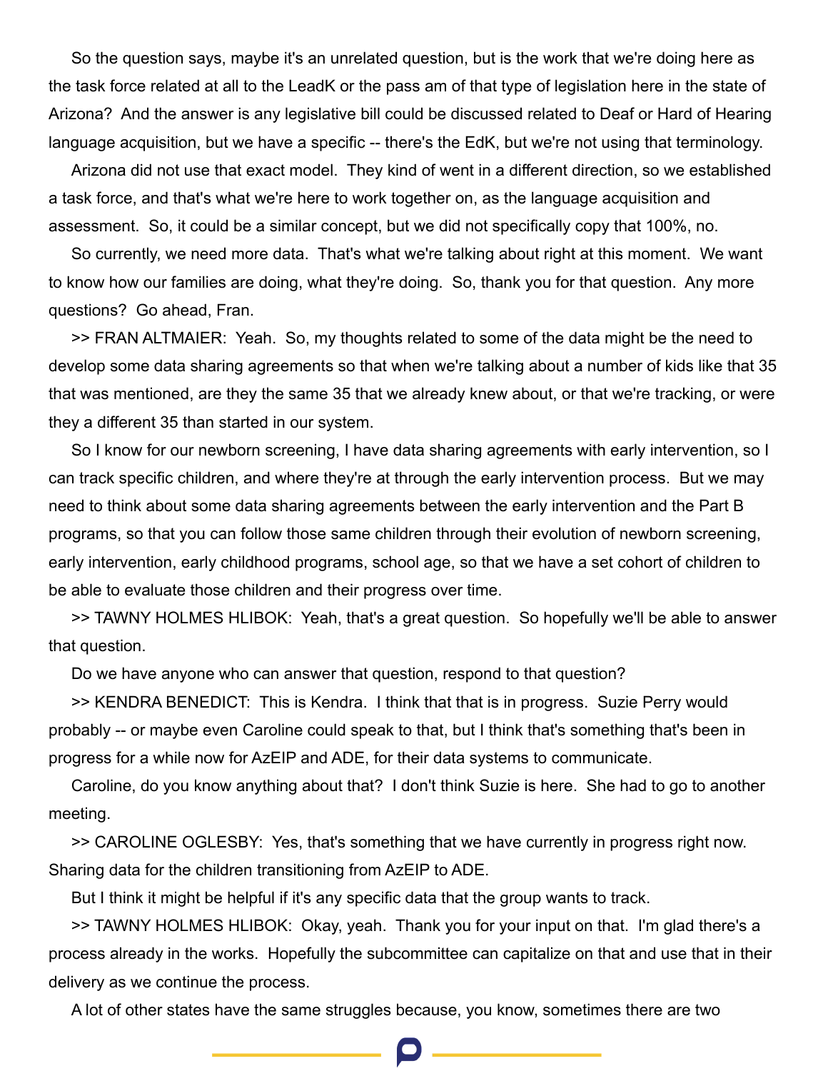So the question says, maybe it's an unrelated question, but is the work that we're doing here as the task force related at all to the LeadK or the pass am of that type of legislation here in the state of Arizona? And the answer is any legislative bill could be discussed related to Deaf or Hard of Hearing language acquisition, but we have a specific -- there's the EdK, but we're not using that terminology.

Arizona did not use that exact model. They kind of went in a different direction, so we established a task force, and that's what we're here to work together on, as the language acquisition and assessment. So, it could be a similar concept, but we did not specifically copy that 100%, no.

So currently, we need more data. That's what we're talking about right at this moment. We want to know how our families are doing, what they're doing. So, thank you for that question. Any more questions? Go ahead, Fran.

>> FRAN ALTMAIER: Yeah. So, my thoughts related to some of the data might be the need to develop some data sharing agreements so that when we're talking about a number of kids like that 35 that was mentioned, are they the same 35 that we already knew about, or that we're tracking, or were they a different 35 than started in our system.

So I know for our newborn screening, I have data sharing agreements with early intervention, so I can track specific children, and where they're at through the early intervention process. But we may need to think about some data sharing agreements between the early intervention and the Part B programs, so that you can follow those same children through their evolution of newborn screening, early intervention, early childhood programs, school age, so that we have a set cohort of children to be able to evaluate those children and their progress over time.

>> TAWNY HOLMES HLIBOK: Yeah, that's a great question. So hopefully we'll be able to answer that question.

Do we have anyone who can answer that question, respond to that question?

>> KENDRA BENEDICT: This is Kendra. I think that that is in progress. Suzie Perry would probably -- or maybe even Caroline could speak to that, but I think that's something that's been in progress for a while now for AzEIP and ADE, for their data systems to communicate.

Caroline, do you know anything about that? I don't think Suzie is here. She had to go to another meeting.

>> CAROLINE OGLESBY: Yes, that's something that we have currently in progress right now. Sharing data for the children transitioning from AzEIP to ADE.

But I think it might be helpful if it's any specific data that the group wants to track.

>> TAWNY HOLMES HLIBOK: Okay, yeah. Thank you for your input on that. I'm glad there's a process already in the works. Hopefully the subcommittee can capitalize on that and use that in their delivery as we continue the process.

A lot of other states have the same struggles because, you know, sometimes there are two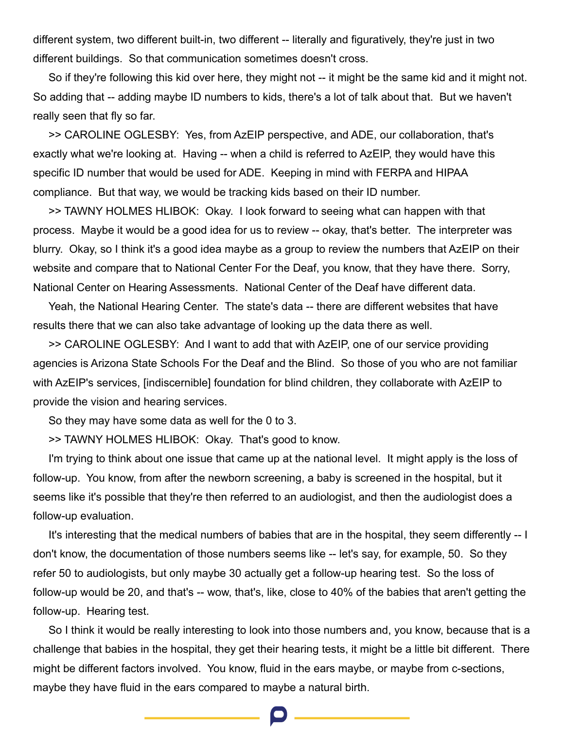different system, two different built-in, two different -- literally and figuratively, they're just in two different buildings. So that communication sometimes doesn't cross.

So if they're following this kid over here, they might not -- it might be the same kid and it might not. So adding that -- adding maybe ID numbers to kids, there's a lot of talk about that. But we haven't really seen that fly so far.

>> CAROLINE OGLESBY: Yes, from AzEIP perspective, and ADE, our collaboration, that's exactly what we're looking at. Having -- when a child is referred to AzEIP, they would have this specific ID number that would be used for ADE. Keeping in mind with FERPA and HIPAA compliance. But that way, we would be tracking kids based on their ID number.

>> TAWNY HOLMES HLIBOK: Okay. I look forward to seeing what can happen with that process. Maybe it would be a good idea for us to review -- okay, that's better. The interpreter was blurry. Okay, so I think it's a good idea maybe as a group to review the numbers that AzEIP on their website and compare that to National Center For the Deaf, you know, that they have there. Sorry, National Center on Hearing Assessments. National Center of the Deaf have different data.

Yeah, the National Hearing Center. The state's data -- there are different websites that have results there that we can also take advantage of looking up the data there as well.

>> CAROLINE OGLESBY: And I want to add that with AzEIP, one of our service providing agencies is Arizona State Schools For the Deaf and the Blind. So those of you who are not familiar with AzEIP's services, [indiscernible] foundation for blind children, they collaborate with AzEIP to provide the vision and hearing services.

So they may have some data as well for the 0 to 3.

>> TAWNY HOLMES HLIBOK: Okay. That's good to know.

I'm trying to think about one issue that came up at the national level. It might apply is the loss of follow-up. You know, from after the newborn screening, a baby is screened in the hospital, but it seems like it's possible that they're then referred to an audiologist, and then the audiologist does a follow-up evaluation.

It's interesting that the medical numbers of babies that are in the hospital, they seem differently -- I don't know, the documentation of those numbers seems like -- let's say, for example, 50. So they refer 50 to audiologists, but only maybe 30 actually get a follow-up hearing test. So the loss of follow-up would be 20, and that's -- wow, that's, like, close to 40% of the babies that aren't getting the follow-up. Hearing test.

So I think it would be really interesting to look into those numbers and, you know, because that is a challenge that babies in the hospital, they get their hearing tests, it might be a little bit different. There might be different factors involved. You know, fluid in the ears maybe, or maybe from c-sections, maybe they have fluid in the ears compared to maybe a natural birth.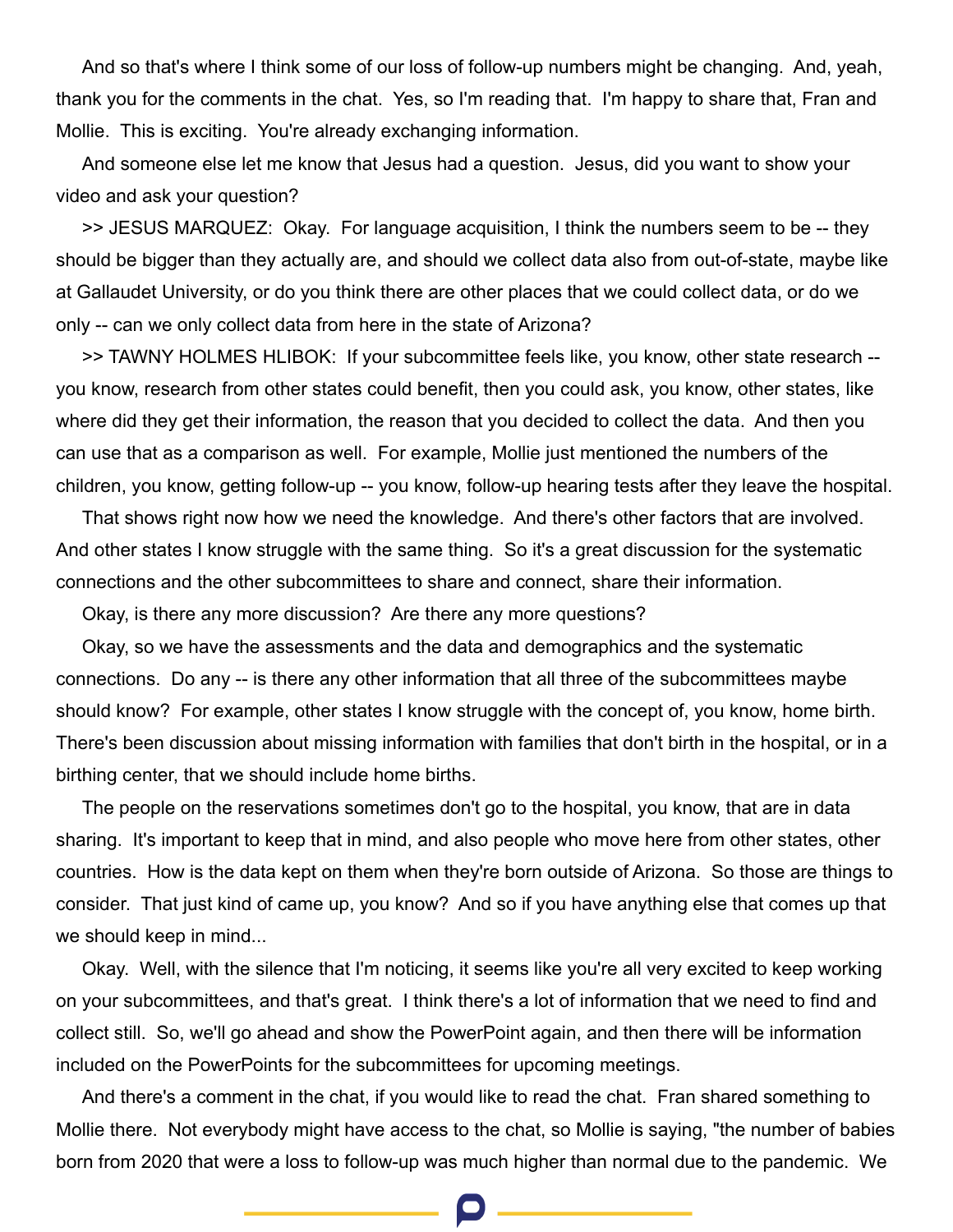And so that's where I think some of our loss of follow-up numbers might be changing. And, yeah, thank you for the comments in the chat. Yes, so I'm reading that. I'm happy to share that, Fran and Mollie. This is exciting. You're already exchanging information.

And someone else let me know that Jesus had a question. Jesus, did you want to show your video and ask your question?

>> JESUS MARQUEZ: Okay. For language acquisition, I think the numbers seem to be -- they should be bigger than they actually are, and should we collect data also from out-of-state, maybe like at Gallaudet University, or do you think there are other places that we could collect data, or do we only -- can we only collect data from here in the state of Arizona?

>> TAWNY HOLMES HLIBOK: If your subcommittee feels like, you know, other state research -- you know, research from other states could benefit, then you could ask, you know, other states, like where did they get their information, the reason that you decided to collect the data. And then you can use that as a comparison as well. For example, Mollie just mentioned the numbers of the children, you know, getting follow-up -- you know, follow-up hearing tests after they leave the hospital.

That shows right now how we need the knowledge. And there's other factors that are involved. And other states I know struggle with the same thing. So it's a great discussion for the systematic connections and the other subcommittees to share and connect, share their information.

Okay, is there any more discussion? Are there any more questions?

Okay, so we have the assessments and the data and demographics and the systematic connections. Do any -- is there any other information that all three of the subcommittees maybe should know? For example, other states I know struggle with the concept of, you know, home birth. There's been discussion about missing information with families that don't birth in the hospital, or in a birthing center, that we should include home births.

The people on the reservations sometimes don't go to the hospital, you know, that are in data sharing. It's important to keep that in mind, and also people who move here from other states, other countries. How is the data kept on them when they're born outside of Arizona. So those are things to consider. That just kind of came up, you know? And so if you have anything else that comes up that we should keep in mind...

Okay. Well, with the silence that I'm noticing, it seems like you're all very excited to keep working on your subcommittees, and that's great. I think there's a lot of information that we need to find and collect still. So, we'll go ahead and show the PowerPoint again, and then there will be information included on the PowerPoints for the subcommittees for upcoming meetings.

And there's a comment in the chat, if you would like to read the chat. Fran shared something to Mollie there. Not everybody might have access to the chat, so Mollie is saying, "the number of babies born from 2020 that were a loss to follow-up was much higher than normal due to the pandemic. We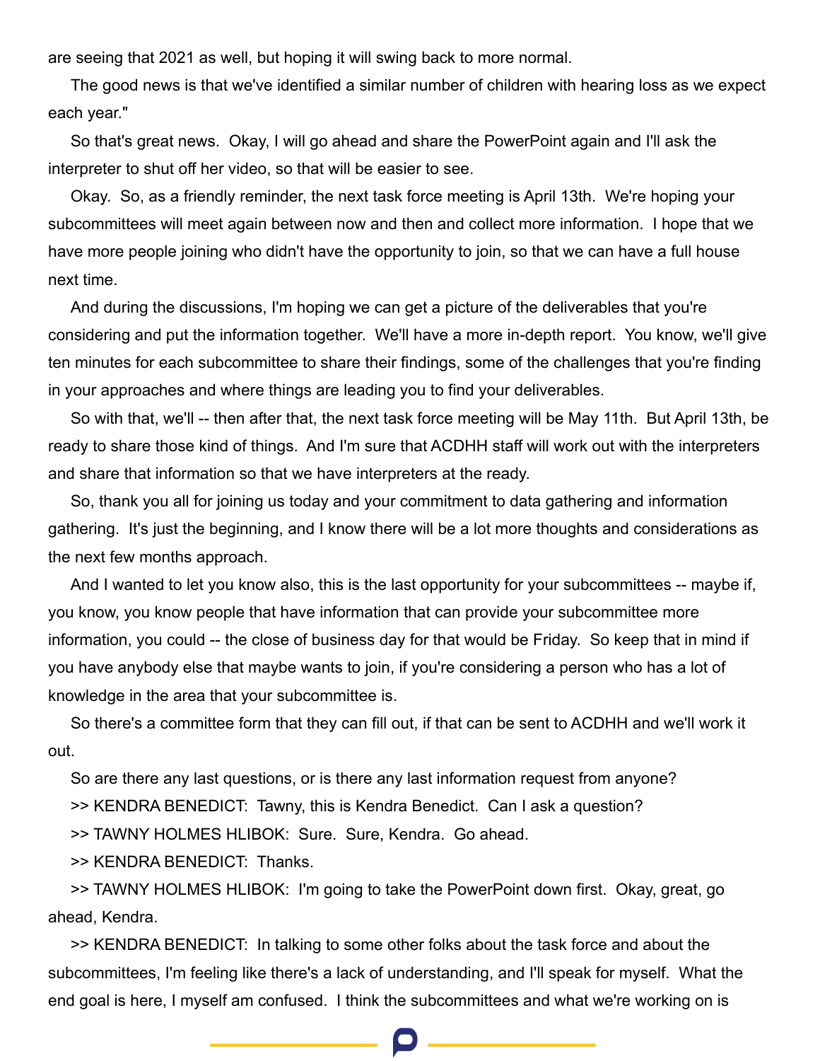are seeing that 2021 as well, but hoping it will swing back to more normal.

The good news is that we've identified a similar number of children with hearing loss as we expect each year."

So that's great news. Okay, I will go ahead and share the PowerPoint again and I'll ask the interpreter to shut off her video, so that will be easier to see.

Okay. So, as a friendly reminder, the next task force meeting is April 13th. We're hoping your subcommittees will meet again between now and then and collect more information. I hope that we have more people joining who didn't have the opportunity to join, so that we can have a full house next time.

And during the discussions, I'm hoping we can get a picture of the deliverables that you're considering and put the information together. We'll have a more in-depth report. You know, we'll give ten minutes for each subcommittee to share their findings, some of the challenges that you're finding in your approaches and where things are leading you to find your deliverables.

So with that, we'll -- then after that, the next task force meeting will be May 11th. But April 13th, be ready to share those kind of things. And I'm sure that ACDHH staff will work out with the interpreters and share that information so that we have interpreters at the ready.

So, thank you all for joining us today and your commitment to data gathering and information gathering. It's just the beginning, and I know there will be a lot more thoughts and considerations as the next few months approach.

And I wanted to let you know also, this is the last opportunity for your subcommittees -- maybe if, you know, you know people that have information that can provide your subcommittee more information, you could -- the close of business day for that would be Friday. So keep that in mind if you have anybody else that maybe wants to join, if you're considering a person who has a lot of knowledge in the area that your subcommittee is.

So there's a committee form that they can fill out, if that can be sent to ACDHH and we'll work it out.

So are there any last questions, or is there any last information request from anyone?

>> KENDRA BENEDICT: Tawny, this is Kendra Benedict. Can I ask a question?

>> TAWNY HOLMES HLIBOK: Sure. Sure, Kendra. Go ahead.

>> KENDRA BENEDICT: Thanks.

>> TAWNY HOLMES HLIBOK: I'm going to take the PowerPoint down first. Okay, great, go ahead, Kendra.

>> KENDRA BENEDICT: In talking to some other folks about the task force and about the subcommittees, I'm feeling like there's a lack of understanding, and I'll speak for myself. What the end goal is here, I myself am confused. I think the subcommittees and what we're working on is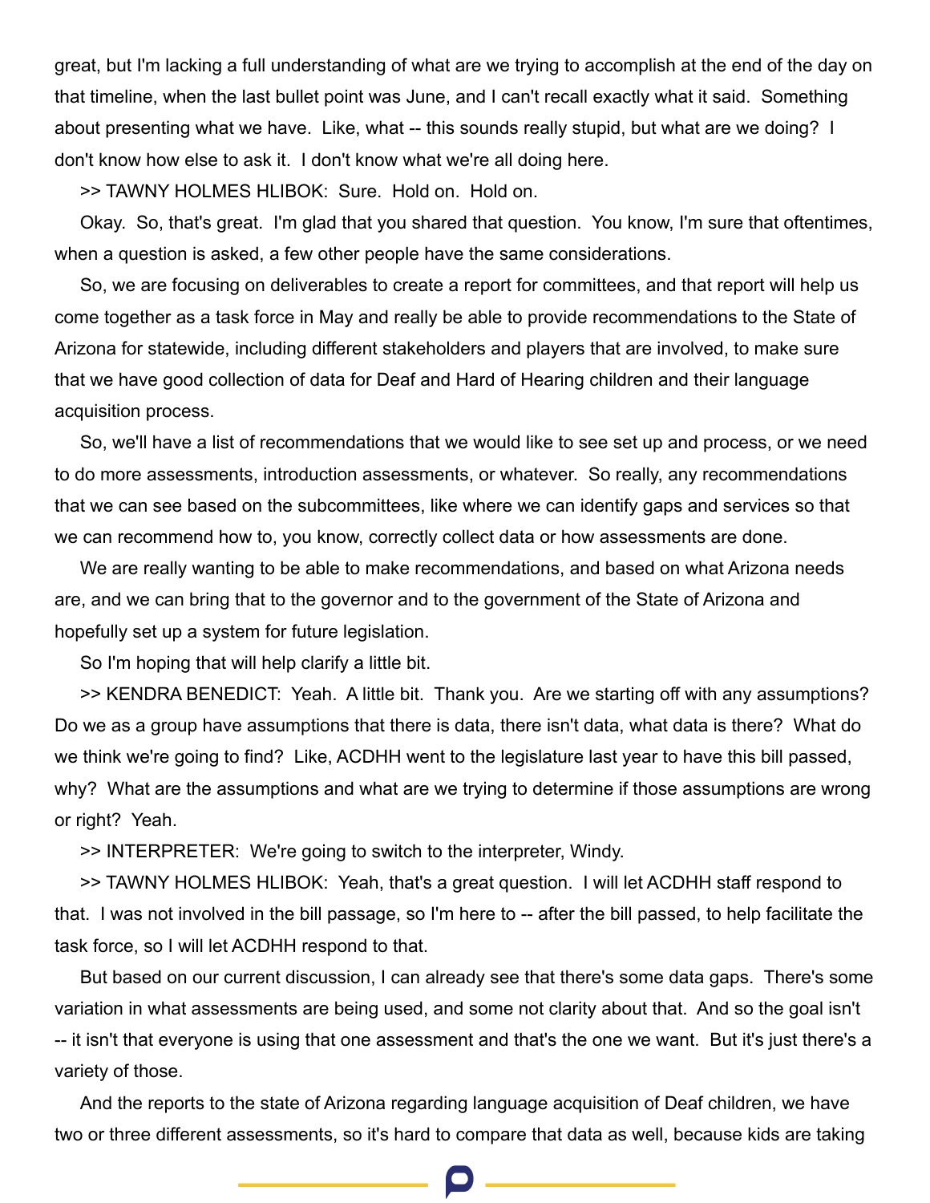great, but I'm lacking a full understanding of what are we trying to accomplish at the end of the day on that timeline, when the last bullet point was June, and I can't recall exactly what it said. Something about presenting what we have. Like, what -- this sounds really stupid, but what are we doing? I don't know how else to ask it. I don't know what we're all doing here.

>> TAWNY HOLMES HLIBOK: Sure. Hold on. Hold on.

Okay. So, that's great. I'm glad that you shared that question. You know, I'm sure that oftentimes, when a question is asked, a few other people have the same considerations.

So, we are focusing on deliverables to create a report for committees, and that report will help us come together as a task force in May and really be able to provide recommendations to the State of Arizona for statewide, including different stakeholders and players that are involved, to make sure that we have good collection of data for Deaf and Hard of Hearing children and their language acquisition process.

So, we'll have a list of recommendations that we would like to see set up and process, or we need to do more assessments, introduction assessments, or whatever. So really, any recommendations that we can see based on the subcommittees, like where we can identify gaps and services so that we can recommend how to, you know, correctly collect data or how assessments are done.

We are really wanting to be able to make recommendations, and based on what Arizona needs are, and we can bring that to the governor and to the government of the State of Arizona and hopefully set up a system for future legislation.

So I'm hoping that will help clarify a little bit.

>> KENDRA BENEDICT: Yeah. A little bit. Thank you. Are we starting off with any assumptions? Do we as a group have assumptions that there is data, there isn't data, what data is there? What do we think we're going to find? Like, ACDHH went to the legislature last year to have this bill passed, why? What are the assumptions and what are we trying to determine if those assumptions are wrong or right? Yeah.

>> INTERPRETER: We're going to switch to the interpreter, Windy.

>> TAWNY HOLMES HLIBOK: Yeah, that's a great question. I will let ACDHH staff respond to that. I was not involved in the bill passage, so I'm here to -- after the bill passed, to help facilitate the task force, so I will let ACDHH respond to that.

But based on our current discussion, I can already see that there's some data gaps. There's some variation in what assessments are being used, and some not clarity about that. And so the goal isn't -- it isn't that everyone is using that one assessment and that's the one we want. But it's just there's a variety of those.

And the reports to the state of Arizona regarding language acquisition of Deaf children, we have two or three different assessments, so it's hard to compare that data as well, because kids are taking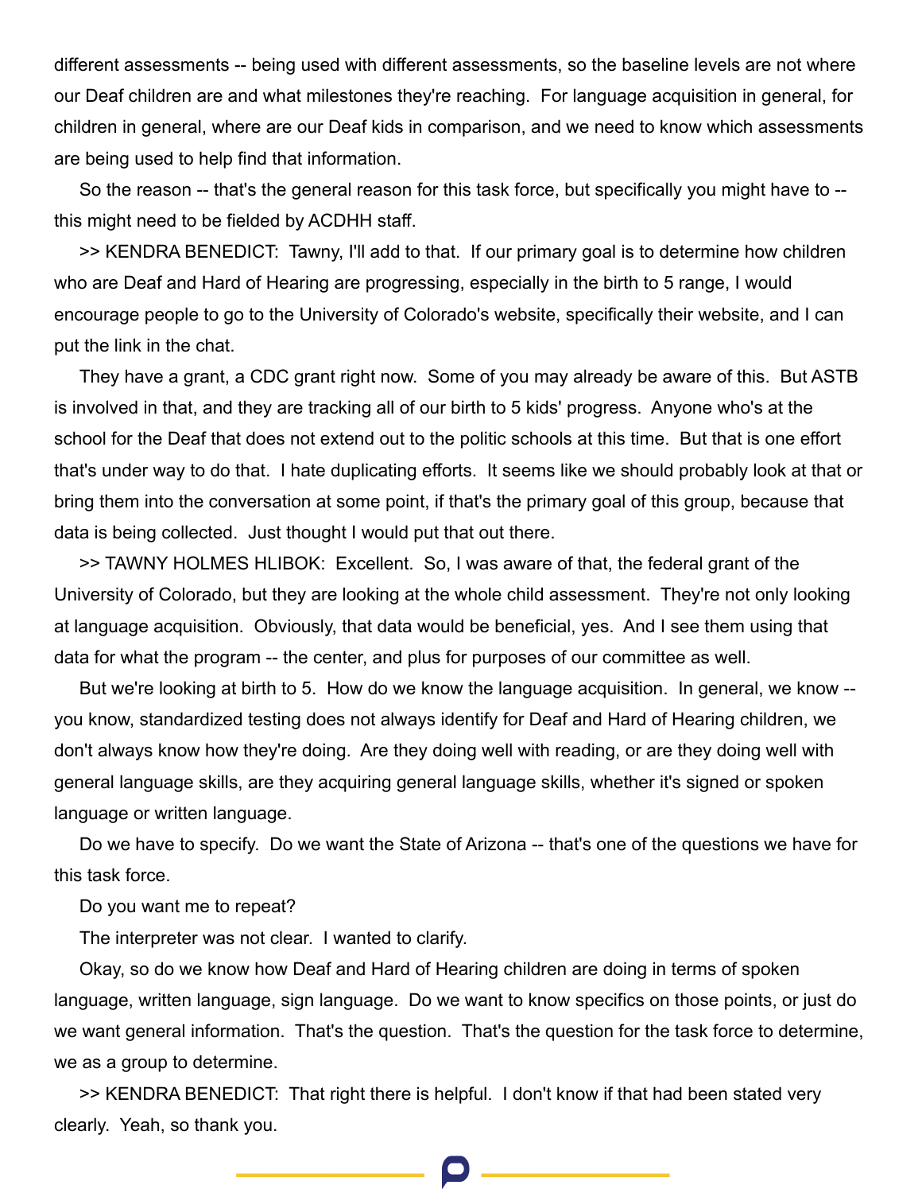different assessments -- being used with different assessments, so the baseline levels are not where our Deaf children are and what milestones they're reaching. For language acquisition in general, for children in general, where are our Deaf kids in comparison, and we need to know which assessments are being used to help find that information.

So the reason -- that's the general reason for this task force, but specifically you might have to -- this might need to be fielded by ACDHH staff.

>> KENDRA BENEDICT: Tawny, I'll add to that. If our primary goal is to determine how children who are Deaf and Hard of Hearing are progressing, especially in the birth to 5 range, I would encourage people to go to the University of Colorado's website, specifically their website, and I can put the link in the chat.

They have a grant, a CDC grant right now. Some of you may already be aware of this. But ASTB is involved in that, and they are tracking all of our birth to 5 kids' progress. Anyone who's at the school for the Deaf that does not extend out to the politic schools at this time. But that is one effort that's under way to do that. I hate duplicating efforts. It seems like we should probably look at that or bring them into the conversation at some point, if that's the primary goal of this group, because that data is being collected. Just thought I would put that out there.

>> TAWNY HOLMES HLIBOK: Excellent. So, I was aware of that, the federal grant of the University of Colorado, but they are looking at the whole child assessment. They're not only looking at language acquisition. Obviously, that data would be beneficial, yes. And I see them using that data for what the program -- the center, and plus for purposes of our committee as well.

But we're looking at birth to 5. How do we know the language acquisition. In general, we know -- you know, standardized testing does not always identify for Deaf and Hard of Hearing children, we don't always know how they're doing. Are they doing well with reading, or are they doing well with general language skills, are they acquiring general language skills, whether it's signed or spoken language or written language.

Do we have to specify. Do we want the State of Arizona -- that's one of the questions we have for this task force.

Do you want me to repeat?

The interpreter was not clear. I wanted to clarify.

Okay, so do we know how Deaf and Hard of Hearing children are doing in terms of spoken language, written language, sign language. Do we want to know specifics on those points, or just do we want general information. That's the question. That's the question for the task force to determine, we as a group to determine.

>> KENDRA BENEDICT: That right there is helpful. I don't know if that had been stated very clearly. Yeah, so thank you.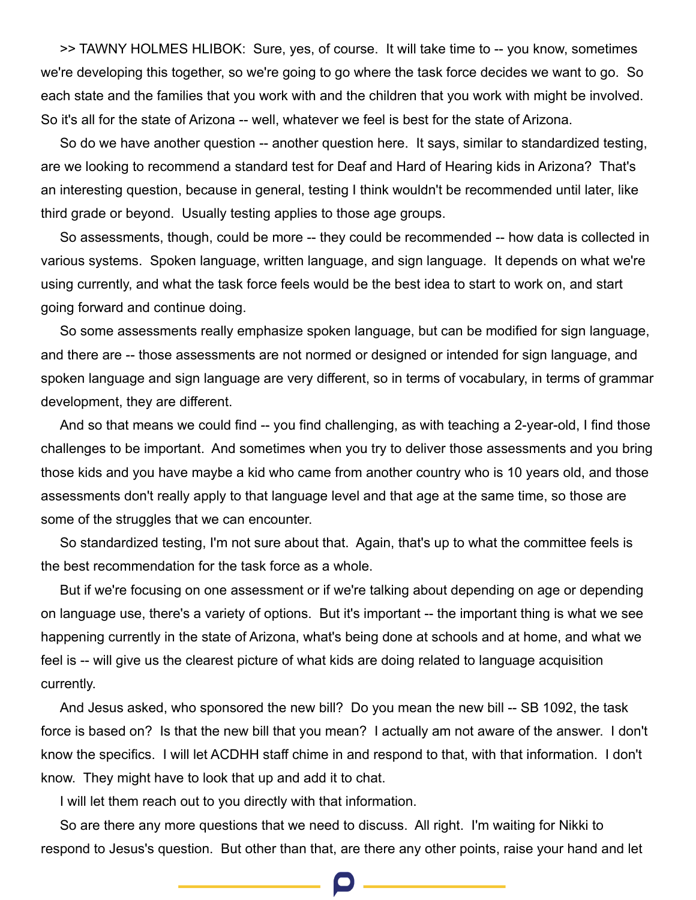>> TAWNY HOLMES HLIBOK: Sure, yes, of course. It will take time to -- you know, sometimes we're developing this together, so we're going to go where the task force decides we want to go. So each state and the families that you work with and the children that you work with might be involved. So it's all for the state of Arizona -- well, whatever we feel is best for the state of Arizona.

So do we have another question -- another question here. It says, similar to standardized testing, are we looking to recommend a standard test for Deaf and Hard of Hearing kids in Arizona? That's an interesting question, because in general, testing I think wouldn't be recommended until later, like third grade or beyond. Usually testing applies to those age groups.

So assessments, though, could be more -- they could be recommended -- how data is collected in various systems. Spoken language, written language, and sign language. It depends on what we're using currently, and what the task force feels would be the best idea to start to work on, and start going forward and continue doing.

So some assessments really emphasize spoken language, but can be modified for sign language, and there are -- those assessments are not normed or designed or intended for sign language, and spoken language and sign language are very different, so in terms of vocabulary, in terms of grammar development, they are different.

And so that means we could find -- you find challenging, as with teaching a 2-year-old, I find those challenges to be important. And sometimes when you try to deliver those assessments and you bring those kids and you have maybe a kid who came from another country who is 10 years old, and those assessments don't really apply to that language level and that age at the same time, so those are some of the struggles that we can encounter.

So standardized testing, I'm not sure about that. Again, that's up to what the committee feels is the best recommendation for the task force as a whole.

But if we're focusing on one assessment or if we're talking about depending on age or depending on language use, there's a variety of options. But it's important -- the important thing is what we see happening currently in the state of Arizona, what's being done at schools and at home, and what we feel is -- will give us the clearest picture of what kids are doing related to language acquisition currently.

And Jesus asked, who sponsored the new bill? Do you mean the new bill -- SB 1092, the task force is based on? Is that the new bill that you mean? I actually am not aware of the answer. I don't know the specifics. I will let ACDHH staff chime in and respond to that, with that information. I don't know. They might have to look that up and add it to chat.

I will let them reach out to you directly with that information.

So are there any more questions that we need to discuss. All right. I'm waiting for Nikki to respond to Jesus's question. But other than that, are there any other points, raise your hand and let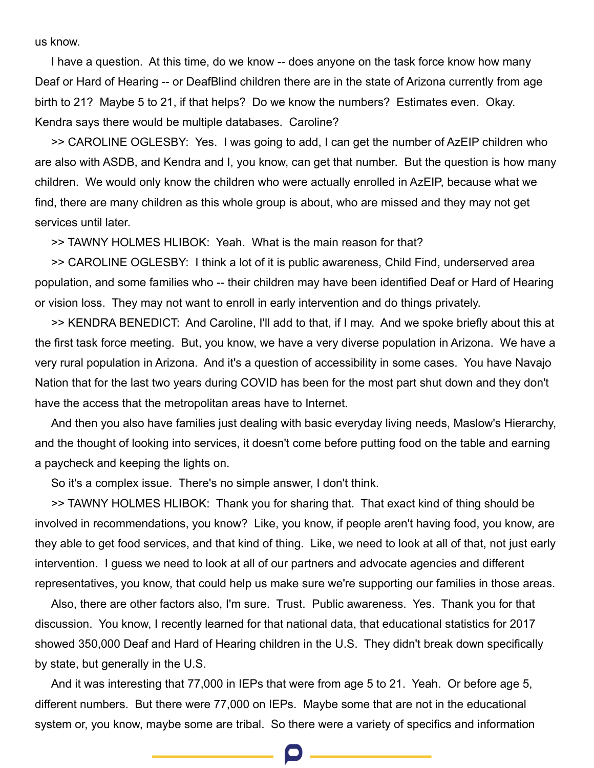us know.

I have a question. At this time, do we know -- does anyone on the task force know how many Deaf or Hard of Hearing -- or DeafBlind children there are in the state of Arizona currently from age birth to 21? Maybe 5 to 21, if that helps? Do we know the numbers? Estimates even. Okay. Kendra says there would be multiple databases. Caroline?

>> CAROLINE OGLESBY: Yes. I was going to add, I can get the number of AzEIP children who are also with ASDB, and Kendra and I, you know, can get that number. But the question is how many children. We would only know the children who were actually enrolled in AzEIP, because what we find, there are many children as this whole group is about, who are missed and they may not get services until later.

>> TAWNY HOLMES HLIBOK: Yeah. What is the main reason for that?

>> CAROLINE OGLESBY: I think a lot of it is public awareness, Child Find, underserved area population, and some families who -- their children may have been identified Deaf or Hard of Hearing or vision loss. They may not want to enroll in early intervention and do things privately.

>> KENDRA BENEDICT: And Caroline, I'll add to that, if I may. And we spoke briefly about this at the first task force meeting. But, you know, we have a very diverse population in Arizona. We have a very rural population in Arizona. And it's a question of accessibility in some cases. You have Navajo Nation that for the last two years during COVID has been for the most part shut down and they don't have the access that the metropolitan areas have to Internet.

And then you also have families just dealing with basic everyday living needs, Maslow's Hierarchy, and the thought of looking into services, it doesn't come before putting food on the table and earning a paycheck and keeping the lights on.

So it's a complex issue. There's no simple answer, I don't think.

>> TAWNY HOLMES HLIBOK: Thank you for sharing that. That exact kind of thing should be involved in recommendations, you know? Like, you know, if people aren't having food, you know, are they able to get food services, and that kind of thing. Like, we need to look at all of that, not just early intervention. I guess we need to look at all of our partners and advocate agencies and different representatives, you know, that could help us make sure we're supporting our families in those areas.

Also, there are other factors also, I'm sure. Trust. Public awareness. Yes. Thank you for that discussion. You know, I recently learned for that national data, that educational statistics for 2017 showed 350,000 Deaf and Hard of Hearing children in the U.S. They didn't break down specifically by state, but generally in the U.S.

And it was interesting that 77,000 in IEPs that were from age 5 to 21. Yeah. Or before age 5, different numbers. But there were 77,000 on IEPs. Maybe some that are not in the educational system or, you know, maybe some are tribal. So there were a variety of specifics and information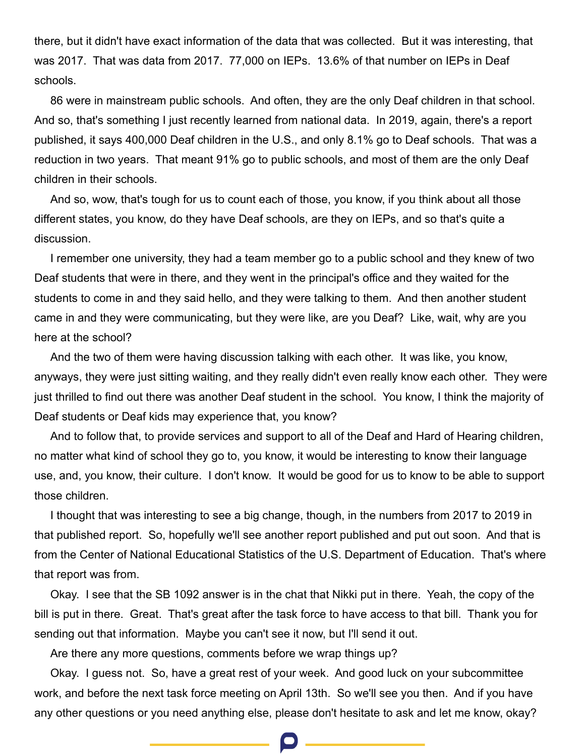there, but it didn't have exact information of the data that was collected. But it was interesting, that was 2017. That was data from 2017. 77,000 on IEPs. 13.6% of that number on IEPs in Deaf schools.

86 were in mainstream public schools. And often, they are the only Deaf children in that school. And so, that's something I just recently learned from national data. In 2019, again, there's a report published, it says 400,000 Deaf children in the U.S., and only 8.1% go to Deaf schools. That was a reduction in two years. That meant 91% go to public schools, and most of them are the only Deaf children in their schools.

And so, wow, that's tough for us to count each of those, you know, if you think about all those different states, you know, do they have Deaf schools, are they on IEPs, and so that's quite a discussion.

I remember one university, they had a team member go to a public school and they knew of two Deaf students that were in there, and they went in the principal's office and they waited for the students to come in and they said hello, and they were talking to them. And then another student came in and they were communicating, but they were like, are you Deaf? Like, wait, why are you here at the school?

And the two of them were having discussion talking with each other. It was like, you know, anyways, they were just sitting waiting, and they really didn't even really know each other. They were just thrilled to find out there was another Deaf student in the school. You know, I think the majority of Deaf students or Deaf kids may experience that, you know?

And to follow that, to provide services and support to all of the Deaf and Hard of Hearing children, no matter what kind of school they go to, you know, it would be interesting to know their language use, and, you know, their culture. I don't know. It would be good for us to know to be able to support those children.

I thought that was interesting to see a big change, though, in the numbers from 2017 to 2019 in that published report. So, hopefully we'll see another report published and put out soon. And that is from the Center of National Educational Statistics of the U.S. Department of Education. That's where that report was from.

Okay. I see that the SB 1092 answer is in the chat that Nikki put in there. Yeah, the copy of the bill is put in there. Great. That's great after the task force to have access to that bill. Thank you for sending out that information. Maybe you can't see it now, but I'll send it out.

Are there any more questions, comments before we wrap things up?

Okay. I guess not. So, have a great rest of your week. And good luck on your subcommittee work, and before the next task force meeting on April 13th. So we'll see you then. And if you have any other questions or you need anything else, please don't hesitate to ask and let me know, okay?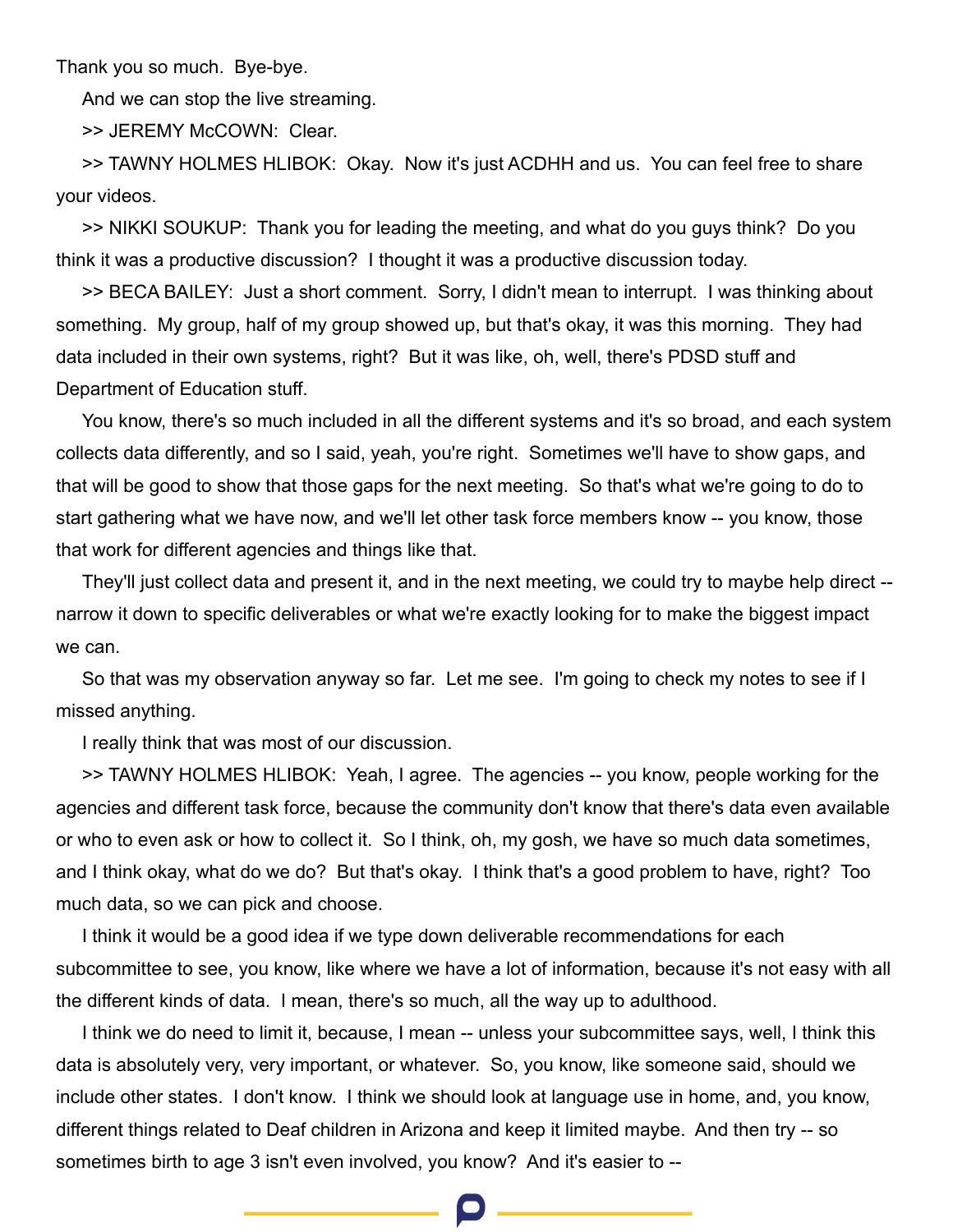Thank you so much. Bye-bye.

And we can stop the live streaming.

>> JEREMY McCOWN: Clear.

>> TAWNY HOLMES HLIBOK: Okay. Now it's just ACDHH and us. You can feel free to share your videos.

>> NIKKI SOUKUP: Thank you for leading the meeting, and what do you guys think? Do you think it was a productive discussion? I thought it was a productive discussion today.

>> BECA BAILEY: Just a short comment. Sorry, I didn't mean to interrupt. I was thinking about something. My group, half of my group showed up, but that's okay, it was this morning. They had data included in their own systems, right? But it was like, oh, well, there's PDSD stuff and Department of Education stuff.

You know, there's so much included in all the different systems and it's so broad, and each system collects data differently, and so I said, yeah, you're right. Sometimes we'll have to show gaps, and that will be good to show that those gaps for the next meeting. So that's what we're going to do to start gathering what we have now, and we'll let other task force members know -- you know, those that work for different agencies and things like that.

They'll just collect data and present it, and in the next meeting, we could try to maybe help direct -- narrow it down to specific deliverables or what we're exactly looking for to make the biggest impact we can.

So that was my observation anyway so far. Let me see. I'm going to check my notes to see if I missed anything.

I really think that was most of our discussion.

>> TAWNY HOLMES HLIBOK: Yeah, I agree. The agencies -- you know, people working for the agencies and different task force, because the community don't know that there's data even available or who to even ask or how to collect it. So I think, oh, my gosh, we have so much data sometimes, and I think okay, what do we do? But that's okay. I think that's a good problem to have, right? Too much data, so we can pick and choose.

I think it would be a good idea if we type down deliverable recommendations for each subcommittee to see, you know, like where we have a lot of information, because it's not easy with all the different kinds of data. I mean, there's so much, all the way up to adulthood.

I think we do need to limit it, because, I mean -- unless your subcommittee says, well, I think this data is absolutely very, very important, or whatever. So, you know, like someone said, should we include other states. I don't know. I think we should look at language use in home, and, you know, different things related to Deaf children in Arizona and keep it limited maybe. And then try -- so sometimes birth to age 3 isn't even involved, you know? And it's easier to --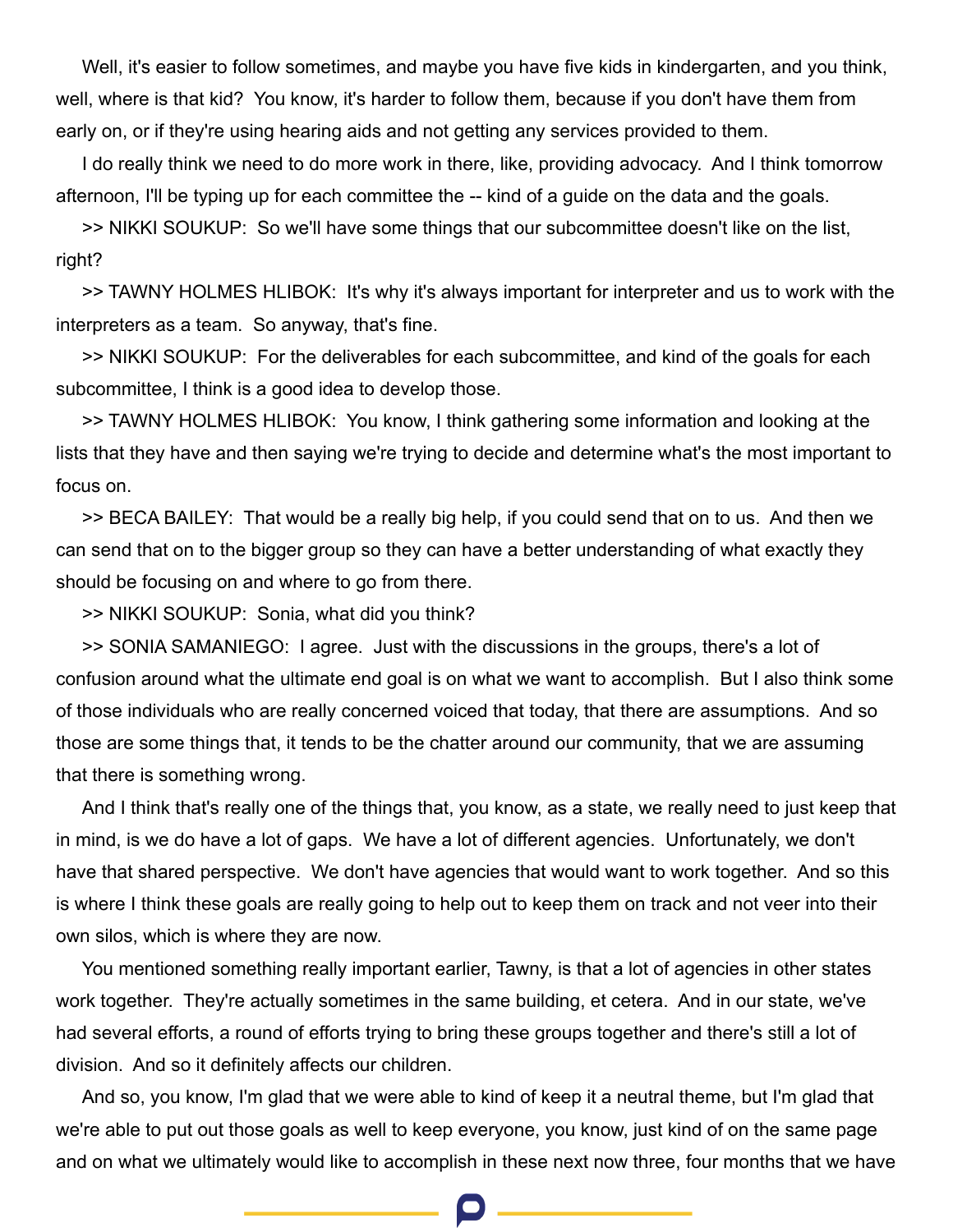Well, it's easier to follow sometimes, and maybe you have five kids in kindergarten, and you think, well, where is that kid? You know, it's harder to follow them, because if you don't have them from early on, or if they're using hearing aids and not getting any services provided to them.

I do really think we need to do more work in there, like, providing advocacy. And I think tomorrow afternoon, I'll be typing up for each committee the -- kind of a guide on the data and the goals.

>> NIKKI SOUKUP: So we'll have some things that our subcommittee doesn't like on the list, right?

>> TAWNY HOLMES HLIBOK: It's why it's always important for interpreter and us to work with the interpreters as a team. So anyway, that's fine.

>> NIKKI SOUKUP: For the deliverables for each subcommittee, and kind of the goals for each subcommittee, I think is a good idea to develop those.

>> TAWNY HOLMES HLIBOK: You know, I think gathering some information and looking at the lists that they have and then saying we're trying to decide and determine what's the most important to focus on.

>> BECA BAILEY: That would be a really big help, if you could send that on to us. And then we can send that on to the bigger group so they can have a better understanding of what exactly they should be focusing on and where to go from there.

>> NIKKI SOUKUP: Sonia, what did you think?

>> SONIA SAMANIEGO: I agree. Just with the discussions in the groups, there's a lot of confusion around what the ultimate end goal is on what we want to accomplish. But I also think some of those individuals who are really concerned voiced that today, that there are assumptions. And so those are some things that, it tends to be the chatter around our community, that we are assuming that there is something wrong.

And I think that's really one of the things that, you know, as a state, we really need to just keep that in mind, is we do have a lot of gaps. We have a lot of different agencies. Unfortunately, we don't have that shared perspective. We don't have agencies that would want to work together. And so this is where I think these goals are really going to help out to keep them on track and not veer into their own silos, which is where they are now.

You mentioned something really important earlier, Tawny, is that a lot of agencies in other states work together. They're actually sometimes in the same building, et cetera. And in our state, we've had several efforts, a round of efforts trying to bring these groups together and there's still a lot of division. And so it definitely affects our children.

And so, you know, I'm glad that we were able to kind of keep it a neutral theme, but I'm glad that we're able to put out those goals as well to keep everyone, you know, just kind of on the same page and on what we ultimately would like to accomplish in these next now three, four months that we have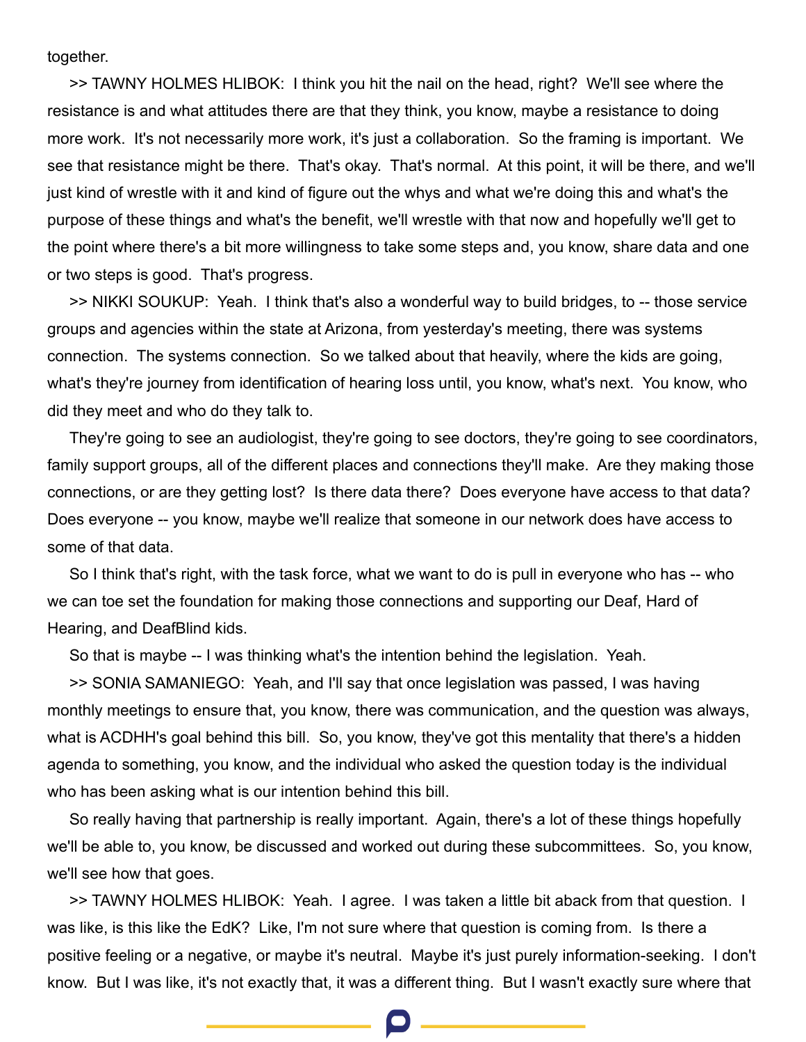together.

>> TAWNY HOLMES HLIBOK: I think you hit the nail on the head, right? We'll see where the resistance is and what attitudes there are that they think, you know, maybe a resistance to doing more work. It's not necessarily more work, it's just a collaboration. So the framing is important. We see that resistance might be there. That's okay. That's normal. At this point, it will be there, and we'll just kind of wrestle with it and kind of figure out the whys and what we're doing this and what's the purpose of these things and what's the benefit, we'll wrestle with that now and hopefully we'll get to the point where there's a bit more willingness to take some steps and, you know, share data and one or two steps is good. That's progress.

>> NIKKI SOUKUP: Yeah. I think that's also a wonderful way to build bridges, to -- those service groups and agencies within the state at Arizona, from yesterday's meeting, there was systems connection. The systems connection. So we talked about that heavily, where the kids are going, what's they're journey from identification of hearing loss until, you know, what's next. You know, who did they meet and who do they talk to.

They're going to see an audiologist, they're going to see doctors, they're going to see coordinators, family support groups, all of the different places and connections they'll make. Are they making those connections, or are they getting lost? Is there data there? Does everyone have access to that data? Does everyone -- you know, maybe we'll realize that someone in our network does have access to some of that data.

So I think that's right, with the task force, what we want to do is pull in everyone who has -- who we can toe set the foundation for making those connections and supporting our Deaf, Hard of Hearing, and DeafBlind kids.

So that is maybe -- I was thinking what's the intention behind the legislation. Yeah.

>> SONIA SAMANIEGO: Yeah, and I'll say that once legislation was passed, I was having monthly meetings to ensure that, you know, there was communication, and the question was always, what is ACDHH's goal behind this bill. So, you know, they've got this mentality that there's a hidden agenda to something, you know, and the individual who asked the question today is the individual who has been asking what is our intention behind this bill.

So really having that partnership is really important. Again, there's a lot of these things hopefully we'll be able to, you know, be discussed and worked out during these subcommittees. So, you know, we'll see how that goes.

>> TAWNY HOLMES HLIBOK: Yeah. I agree. I was taken a little bit aback from that question. I was like, is this like the EdK? Like, I'm not sure where that question is coming from. Is there a positive feeling or a negative, or maybe it's neutral. Maybe it's just purely information-seeking. I don't know. But I was like, it's not exactly that, it was a different thing. But I wasn't exactly sure where that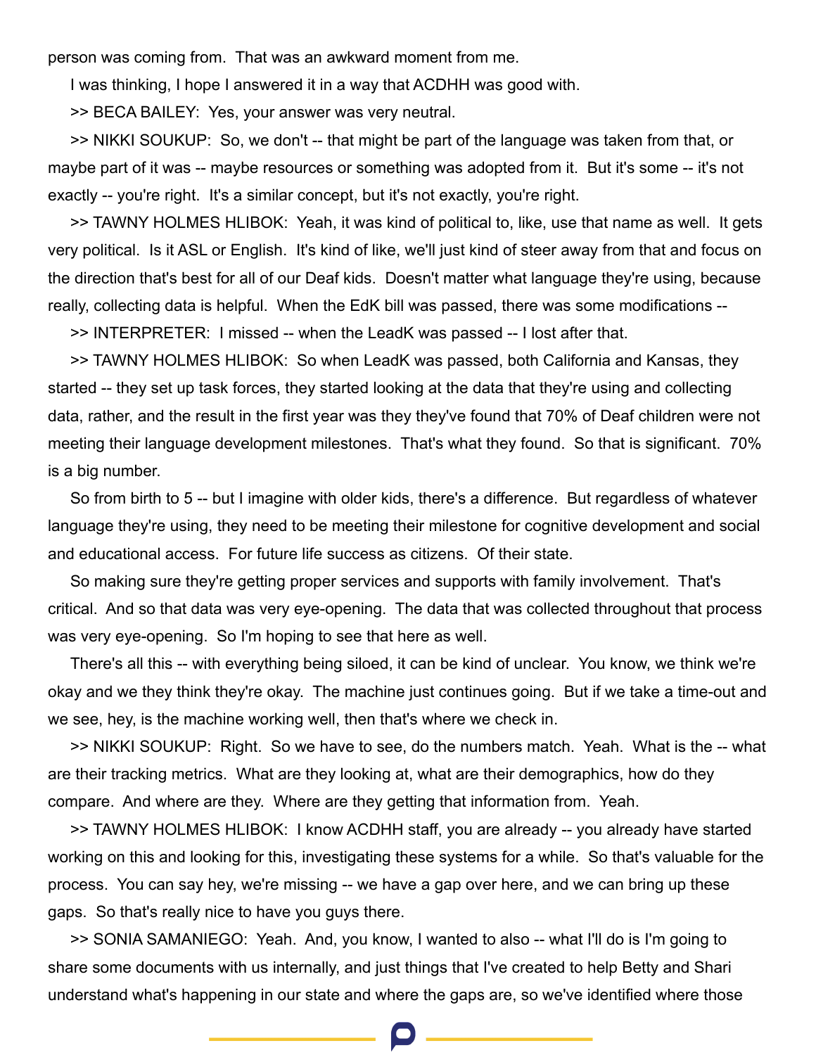person was coming from. That was an awkward moment from me.

I was thinking, I hope I answered it in a way that ACDHH was good with.

>> BECA BAILEY: Yes, your answer was very neutral.

>> NIKKI SOUKUP: So, we don't -- that might be part of the language was taken from that, or maybe part of it was -- maybe resources or something was adopted from it. But it's some -- it's not exactly -- you're right. It's a similar concept, but it's not exactly, you're right.

>> TAWNY HOLMES HLIBOK: Yeah, it was kind of political to, like, use that name as well. It gets very political. Is it ASL or English. It's kind of like, we'll just kind of steer away from that and focus on the direction that's best for all of our Deaf kids. Doesn't matter what language they're using, because really, collecting data is helpful. When the EdK bill was passed, there was some modifications --

>> INTERPRETER: I missed -- when the LeadK was passed -- I lost after that.

>> TAWNY HOLMES HLIBOK: So when LeadK was passed, both California and Kansas, they started -- they set up task forces, they started looking at the data that they're using and collecting data, rather, and the result in the first year was they they've found that 70% of Deaf children were not meeting their language development milestones. That's what they found. So that is significant. 70% is a big number.

So from birth to 5 -- but I imagine with older kids, there's a difference. But regardless of whatever language they're using, they need to be meeting their milestone for cognitive development and social and educational access. For future life success as citizens. Of their state.

So making sure they're getting proper services and supports with family involvement. That's critical. And so that data was very eye-opening. The data that was collected throughout that process was very eye-opening. So I'm hoping to see that here as well.

There's all this -- with everything being siloed, it can be kind of unclear. You know, we think we're okay and we they think they're okay. The machine just continues going. But if we take a time-out and we see, hey, is the machine working well, then that's where we check in.

>> NIKKI SOUKUP: Right. So we have to see, do the numbers match. Yeah. What is the -- what are their tracking metrics. What are they looking at, what are their demographics, how do they compare. And where are they. Where are they getting that information from. Yeah.

>> TAWNY HOLMES HLIBOK: I know ACDHH staff, you are already -- you already have started working on this and looking for this, investigating these systems for a while. So that's valuable for the process. You can say hey, we're missing -- we have a gap over here, and we can bring up these gaps. So that's really nice to have you guys there.

>> SONIA SAMANIEGO: Yeah. And, you know, I wanted to also -- what I'll do is I'm going to share some documents with us internally, and just things that I've created to help Betty and Shari understand what's happening in our state and where the gaps are, so we've identified where those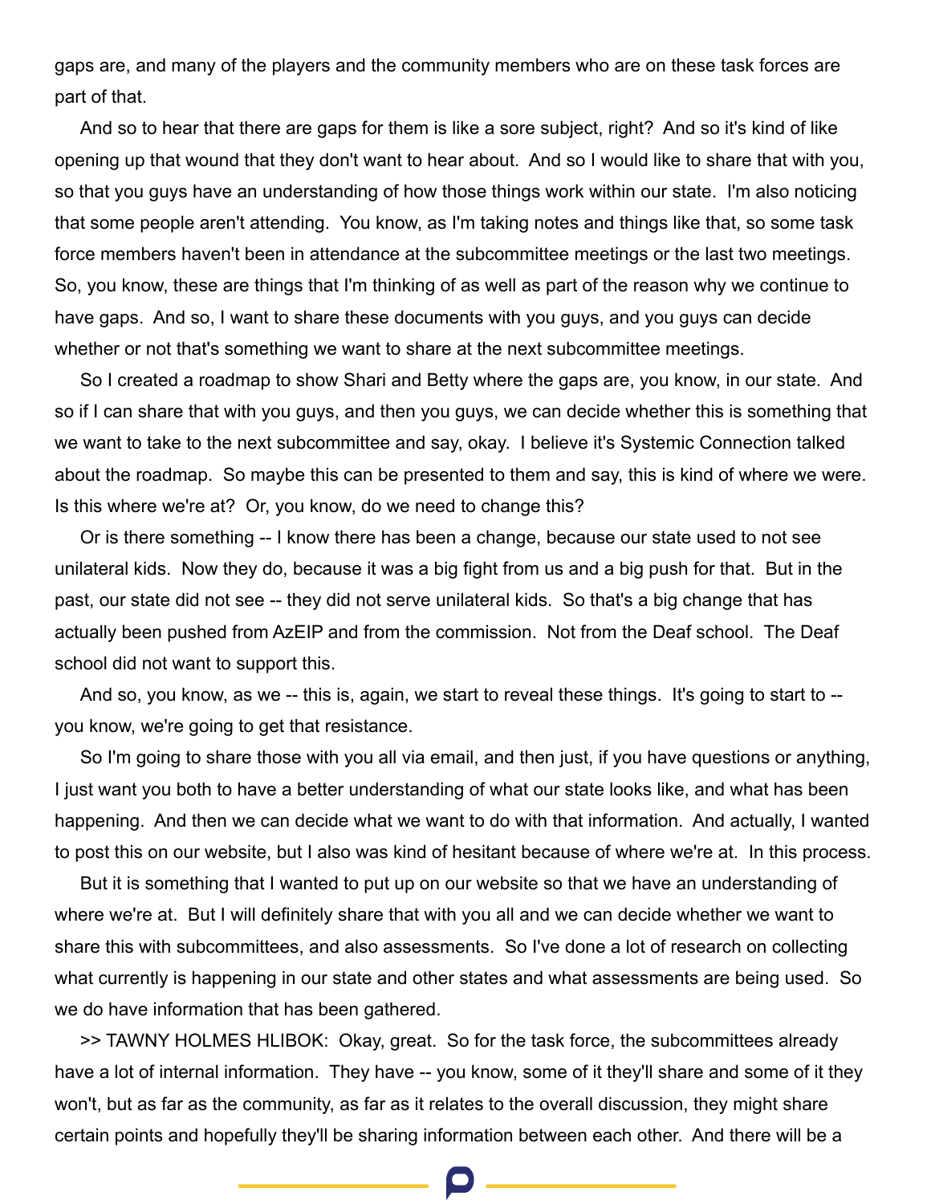gaps are, and many of the players and the community members who are on these task forces are part of that.

And so to hear that there are gaps for them is like a sore subject, right? And so it's kind of like opening up that wound that they don't want to hear about. And so I would like to share that with you, so that you guys have an understanding of how those things work within our state. I'm also noticing that some people aren't attending. You know, as I'm taking notes and things like that, so some task force members haven't been in attendance at the subcommittee meetings or the last two meetings. So, you know, these are things that I'm thinking of as well as part of the reason why we continue to have gaps. And so, I want to share these documents with you guys, and you guys can decide whether or not that's something we want to share at the next subcommittee meetings.

So I created a roadmap to show Shari and Betty where the gaps are, you know, in our state. And so if I can share that with you guys, and then you guys, we can decide whether this is something that we want to take to the next subcommittee and say, okay. I believe it's Systemic Connection talked about the roadmap. So maybe this can be presented to them and say, this is kind of where we were. Is this where we're at? Or, you know, do we need to change this?

Or is there something -- I know there has been a change, because our state used to not see unilateral kids. Now they do, because it was a big fight from us and a big push for that. But in the past, our state did not see -- they did not serve unilateral kids. So that's a big change that has actually been pushed from AzEIP and from the commission. Not from the Deaf school. The Deaf school did not want to support this.

And so, you know, as we -- this is, again, we start to reveal these things. It's going to start to -- you know, we're going to get that resistance.

So I'm going to share those with you all via email, and then just, if you have questions or anything, I just want you both to have a better understanding of what our state looks like, and what has been happening. And then we can decide what we want to do with that information. And actually, I wanted to post this on our website, but I also was kind of hesitant because of where we're at. In this process.

But it is something that I wanted to put up on our website so that we have an understanding of where we're at. But I will definitely share that with you all and we can decide whether we want to share this with subcommittees, and also assessments. So I've done a lot of research on collecting what currently is happening in our state and other states and what assessments are being used. So we do have information that has been gathered.

>> TAWNY HOLMES HLIBOK: Okay, great. So for the task force, the subcommittees already have a lot of internal information. They have -- you know, some of it they'll share and some of it they won't, but as far as the community, as far as it relates to the overall discussion, they might share certain points and hopefully they'll be sharing information between each other. And there will be a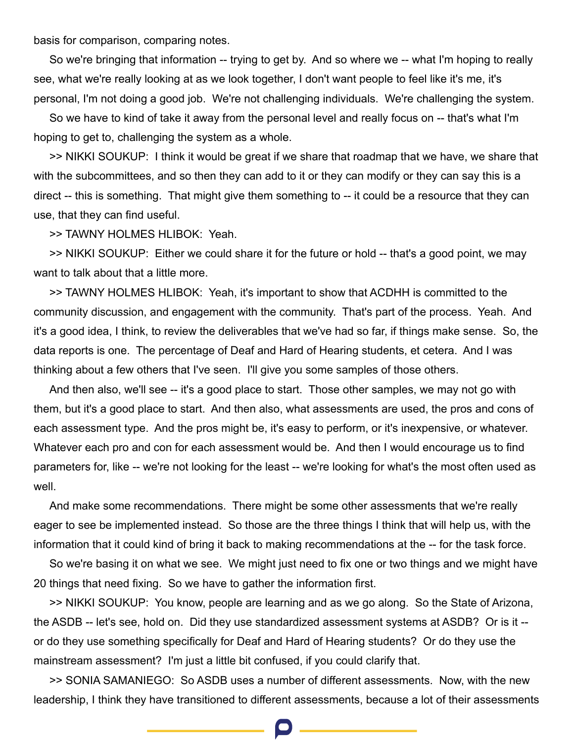basis for comparison, comparing notes.

So we're bringing that information -- trying to get by. And so where we -- what I'm hoping to really see, what we're really looking at as we look together, I don't want people to feel like it's me, it's personal, I'm not doing a good job. We're not challenging individuals. We're challenging the system.

So we have to kind of take it away from the personal level and really focus on -- that's what I'm hoping to get to, challenging the system as a whole.

>> NIKKI SOUKUP: I think it would be great if we share that roadmap that we have, we share that with the subcommittees, and so then they can add to it or they can modify or they can say this is a direct -- this is something. That might give them something to -- it could be a resource that they can use, that they can find useful.

>> TAWNY HOLMES HLIBOK: Yeah.

>> NIKKI SOUKUP: Either we could share it for the future or hold -- that's a good point, we may want to talk about that a little more.

>> TAWNY HOLMES HLIBOK: Yeah, it's important to show that ACDHH is committed to the community discussion, and engagement with the community. That's part of the process. Yeah. And it's a good idea, I think, to review the deliverables that we've had so far, if things make sense. So, the data reports is one. The percentage of Deaf and Hard of Hearing students, et cetera. And I was thinking about a few others that I've seen. I'll give you some samples of those others.

And then also, we'll see -- it's a good place to start. Those other samples, we may not go with them, but it's a good place to start. And then also, what assessments are used, the pros and cons of each assessment type. And the pros might be, it's easy to perform, or it's inexpensive, or whatever. Whatever each pro and con for each assessment would be. And then I would encourage us to find parameters for, like -- we're not looking for the least -- we're looking for what's the most often used as well.

And make some recommendations. There might be some other assessments that we're really eager to see be implemented instead. So those are the three things I think that will help us, with the information that it could kind of bring it back to making recommendations at the -- for the task force.

So we're basing it on what we see. We might just need to fix one or two things and we might have 20 things that need fixing. So we have to gather the information first.

>> NIKKI SOUKUP: You know, people are learning and as we go along. So the State of Arizona, the ASDB -- let's see, hold on. Did they use standardized assessment systems at ASDB? Or is it -- or do they use something specifically for Deaf and Hard of Hearing students? Or do they use the mainstream assessment? I'm just a little bit confused, if you could clarify that.

>> SONIA SAMANIEGO: So ASDB uses a number of different assessments. Now, with the new leadership, I think they have transitioned to different assessments, because a lot of their assessments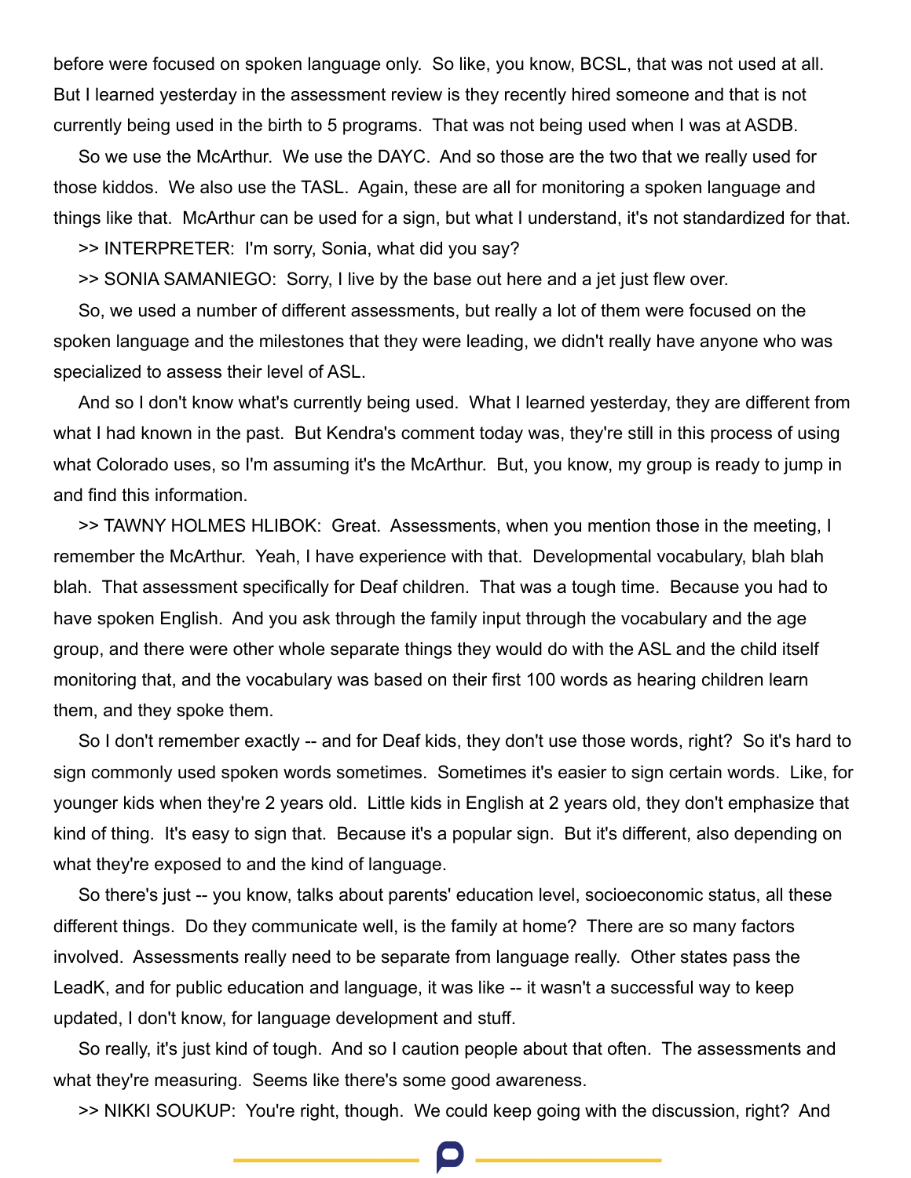before were focused on spoken language only. So like, you know, BCSL, that was not used at all. But I learned yesterday in the assessment review is they recently hired someone and that is not currently being used in the birth to 5 programs. That was not being used when I was at ASDB.

So we use the McArthur. We use the DAYC. And so those are the two that we really used for those kiddos. We also use the TASL. Again, these are all for monitoring a spoken language and things like that. McArthur can be used for a sign, but what I understand, it's not standardized for that.

>> INTERPRETER: I'm sorry, Sonia, what did you say?

>> SONIA SAMANIEGO: Sorry, I live by the base out here and a jet just flew over.

So, we used a number of different assessments, but really a lot of them were focused on the spoken language and the milestones that they were leading, we didn't really have anyone who was specialized to assess their level of ASL.

And so I don't know what's currently being used. What I learned yesterday, they are different from what I had known in the past. But Kendra's comment today was, they're still in this process of using what Colorado uses, so I'm assuming it's the McArthur. But, you know, my group is ready to jump in and find this information.

>> TAWNY HOLMES HLIBOK: Great. Assessments, when you mention those in the meeting, I remember the McArthur. Yeah, I have experience with that. Developmental vocabulary, blah blah blah. That assessment specifically for Deaf children. That was a tough time. Because you had to have spoken English. And you ask through the family input through the vocabulary and the age group, and there were other whole separate things they would do with the ASL and the child itself monitoring that, and the vocabulary was based on their first 100 words as hearing children learn them, and they spoke them.

So I don't remember exactly -- and for Deaf kids, they don't use those words, right? So it's hard to sign commonly used spoken words sometimes. Sometimes it's easier to sign certain words. Like, for younger kids when they're 2 years old. Little kids in English at 2 years old, they don't emphasize that kind of thing. It's easy to sign that. Because it's a popular sign. But it's different, also depending on what they're exposed to and the kind of language.

So there's just -- you know, talks about parents' education level, socioeconomic status, all these different things. Do they communicate well, is the family at home? There are so many factors involved. Assessments really need to be separate from language really. Other states pass the LeadK, and for public education and language, it was like -- it wasn't a successful way to keep updated, I don't know, for language development and stuff.

So really, it's just kind of tough. And so I caution people about that often. The assessments and what they're measuring. Seems like there's some good awareness.

>> NIKKI SOUKUP: You're right, though. We could keep going with the discussion, right? And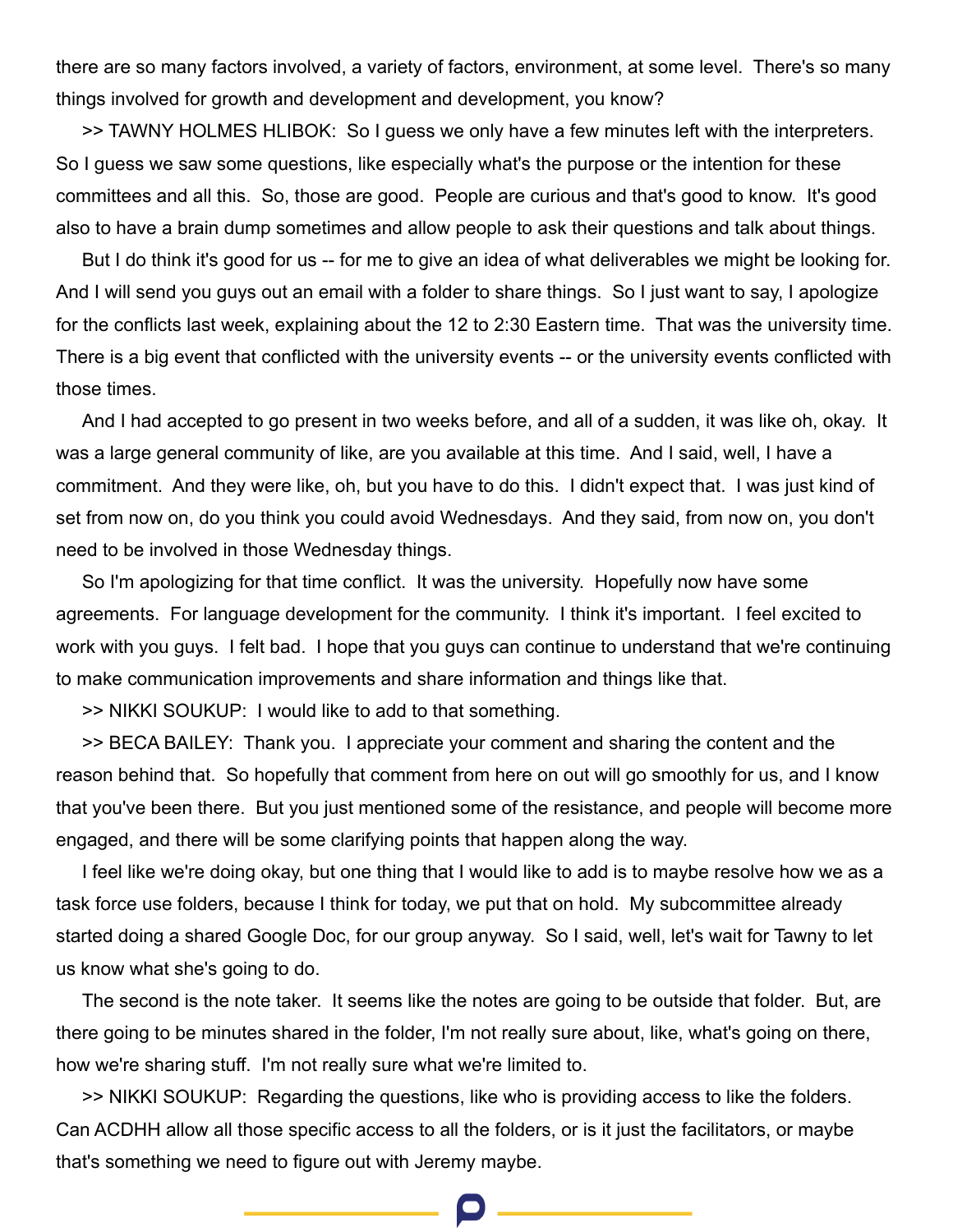there are so many factors involved, a variety of factors, environment, at some level. There's so many things involved for growth and development and development, you know?

>> TAWNY HOLMES HLIBOK: So I guess we only have a few minutes left with the interpreters. So I guess we saw some questions, like especially what's the purpose or the intention for these committees and all this. So, those are good. People are curious and that's good to know. It's good also to have a brain dump sometimes and allow people to ask their questions and talk about things.

But I do think it's good for us -- for me to give an idea of what deliverables we might be looking for. And I will send you guys out an email with a folder to share things. So I just want to say, I apologize for the conflicts last week, explaining about the 12 to 2:30 Eastern time. That was the university time. There is a big event that conflicted with the university events -- or the university events conflicted with those times.

And I had accepted to go present in two weeks before, and all of a sudden, it was like oh, okay. It was a large general community of like, are you available at this time. And I said, well, I have a commitment. And they were like, oh, but you have to do this. I didn't expect that. I was just kind of set from now on, do you think you could avoid Wednesdays. And they said, from now on, you don't need to be involved in those Wednesday things.

So I'm apologizing for that time conflict. It was the university. Hopefully now have some agreements. For language development for the community. I think it's important. I feel excited to work with you guys. I felt bad. I hope that you guys can continue to understand that we're continuing to make communication improvements and share information and things like that.

>> NIKKI SOUKUP: I would like to add to that something.

>> BECA BAILEY: Thank you. I appreciate your comment and sharing the content and the reason behind that. So hopefully that comment from here on out will go smoothly for us, and I know that you've been there. But you just mentioned some of the resistance, and people will become more engaged, and there will be some clarifying points that happen along the way.

I feel like we're doing okay, but one thing that I would like to add is to maybe resolve how we as a task force use folders, because I think for today, we put that on hold. My subcommittee already started doing a shared Google Doc, for our group anyway. So I said, well, let's wait for Tawny to let us know what she's going to do.

The second is the note taker. It seems like the notes are going to be outside that folder. But, are there going to be minutes shared in the folder, I'm not really sure about, like, what's going on there, how we're sharing stuff. I'm not really sure what we're limited to.

>> NIKKI SOUKUP: Regarding the questions, like who is providing access to like the folders. Can ACDHH allow all those specific access to all the folders, or is it just the facilitators, or maybe that's something we need to figure out with Jeremy maybe.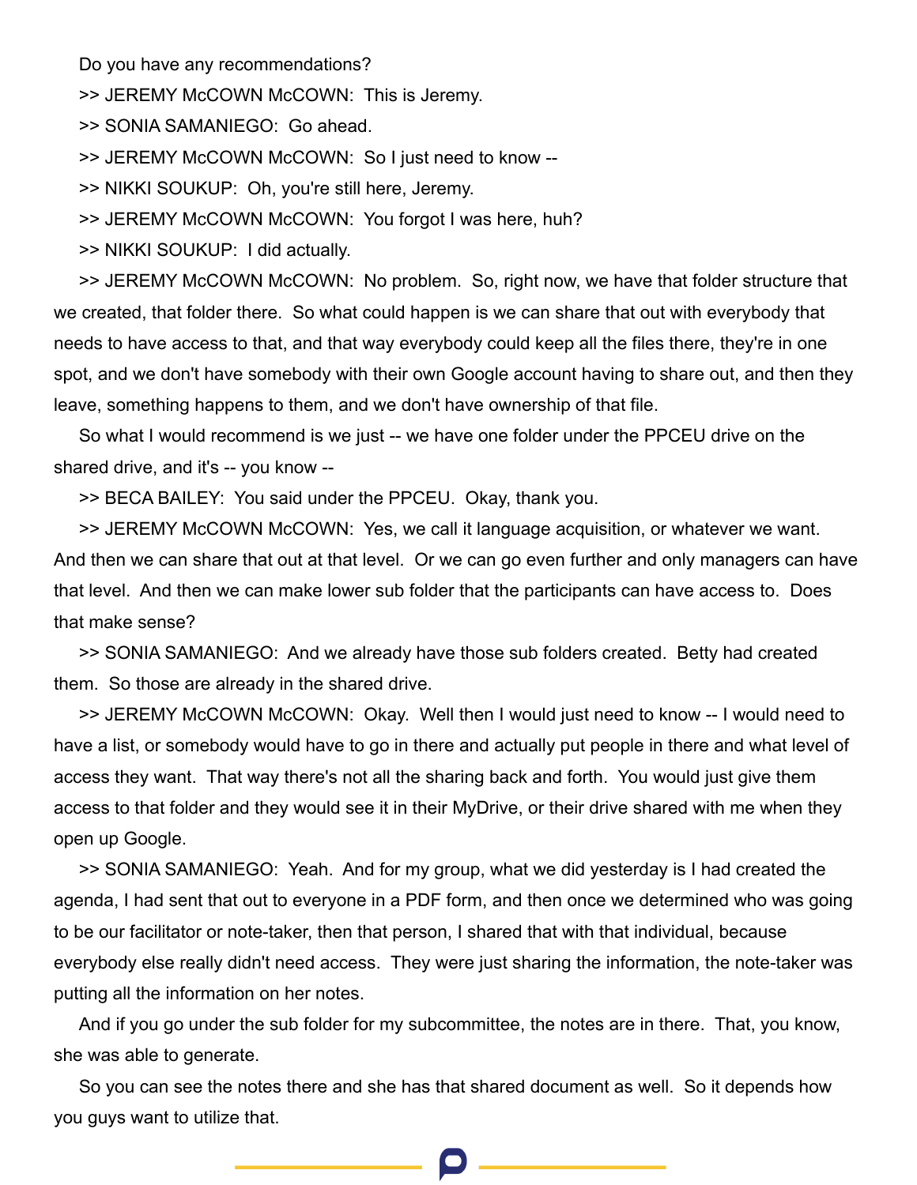Do you have any recommendations?

>> JEREMY McCOWN McCOWN: This is Jeremy.

>> SONIA SAMANIEGO: Go ahead.

>> JEREMY McCOWN McCOWN: So I just need to know --

>> NIKKI SOUKUP: Oh, you're still here, Jeremy.

>> JEREMY McCOWN McCOWN: You forgot I was here, huh?

>> NIKKI SOUKUP: I did actually.

>> JEREMY McCOWN McCOWN: No problem. So, right now, we have that folder structure that we created, that folder there. So what could happen is we can share that out with everybody that needs to have access to that, and that way everybody could keep all the files there, they're in one spot, and we don't have somebody with their own Google account having to share out, and then they leave, something happens to them, and we don't have ownership of that file.

So what I would recommend is we just -- we have one folder under the PPCEU drive on the shared drive, and it's -- you know --

>> BECA BAILEY: You said under the PPCEU. Okay, thank you.

>> JEREMY McCOWN McCOWN: Yes, we call it language acquisition, or whatever we want. And then we can share that out at that level. Or we can go even further and only managers can have that level. And then we can make lower sub folder that the participants can have access to. Does that make sense?

>> SONIA SAMANIEGO: And we already have those sub folders created. Betty had created them. So those are already in the shared drive.

>> JEREMY McCOWN McCOWN: Okay. Well then I would just need to know -- I would need to have a list, or somebody would have to go in there and actually put people in there and what level of access they want. That way there's not all the sharing back and forth. You would just give them access to that folder and they would see it in their MyDrive, or their drive shared with me when they open up Google.

>> SONIA SAMANIEGO: Yeah. And for my group, what we did yesterday is I had created the agenda, I had sent that out to everyone in a PDF form, and then once we determined who was going to be our facilitator or note-taker, then that person, I shared that with that individual, because everybody else really didn't need access. They were just sharing the information, the note-taker was putting all the information on her notes.

And if you go under the sub folder for my subcommittee, the notes are in there. That, you know, she was able to generate.

So you can see the notes there and she has that shared document as well. So it depends how you guys want to utilize that.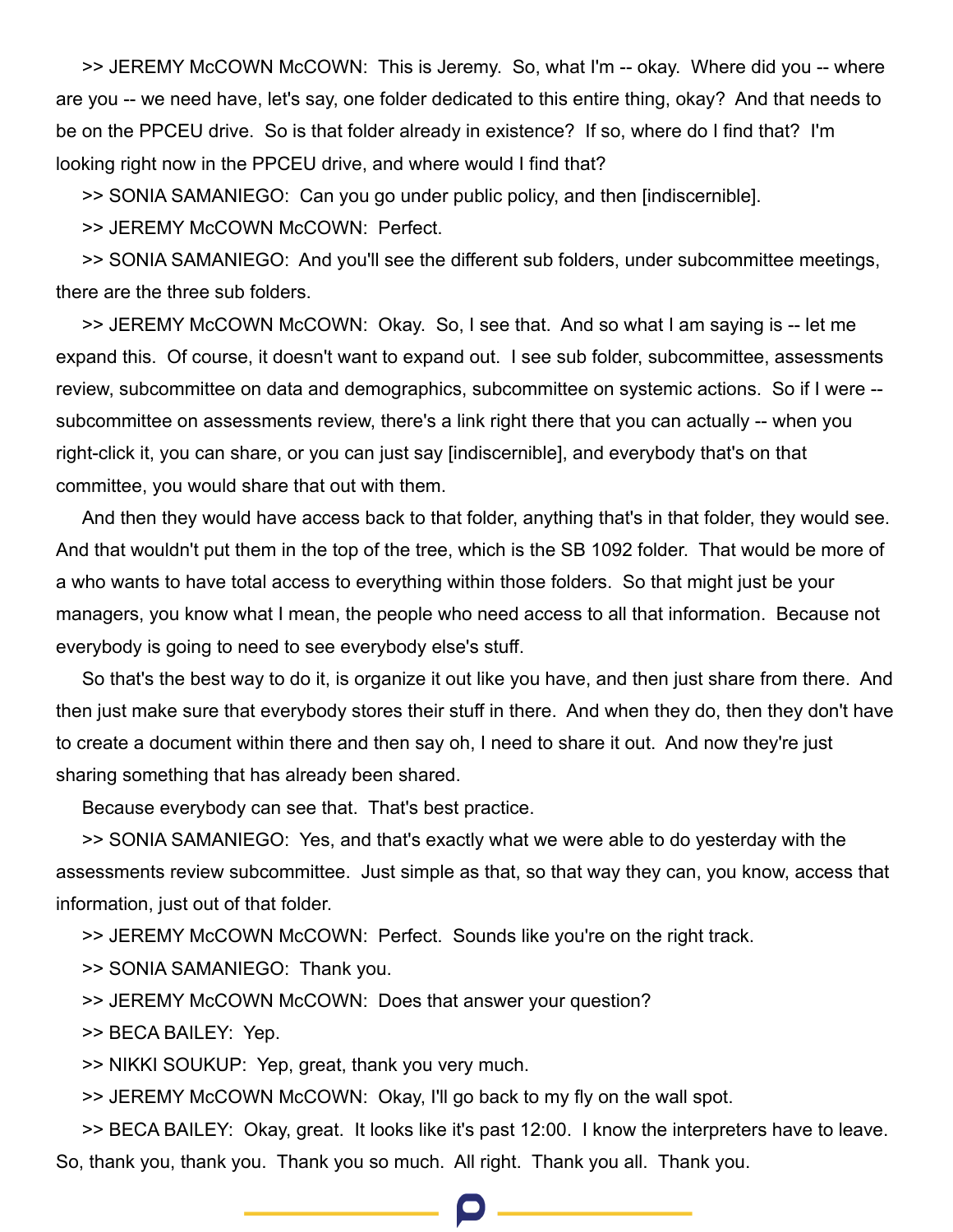>> JEREMY McCOWN McCOWN: This is Jeremy. So, what I'm -- okay. Where did you -- where are you -- we need have, let's say, one folder dedicated to this entire thing, okay? And that needs to be on the PPCEU drive. So is that folder already in existence? If so, where do I find that? I'm looking right now in the PPCEU drive, and where would I find that?

>> SONIA SAMANIEGO: Can you go under public policy, and then [indiscernible].

>> JEREMY McCOWN McCOWN: Perfect.

>> SONIA SAMANIEGO: And you'll see the different sub folders, under subcommittee meetings, there are the three sub folders.

>> JEREMY McCOWN McCOWN: Okay. So, I see that. And so what I am saying is -- let me expand this. Of course, it doesn't want to expand out. I see sub folder, subcommittee, assessments review, subcommittee on data and demographics, subcommittee on systemic actions. So if I were -- subcommittee on assessments review, there's a link right there that you can actually -- when you right-click it, you can share, or you can just say [indiscernible], and everybody that's on that committee, you would share that out with them.

And then they would have access back to that folder, anything that's in that folder, they would see. And that wouldn't put them in the top of the tree, which is the SB 1092 folder. That would be more of a who wants to have total access to everything within those folders. So that might just be your managers, you know what I mean, the people who need access to all that information. Because not everybody is going to need to see everybody else's stuff.

So that's the best way to do it, is organize it out like you have, and then just share from there. And then just make sure that everybody stores their stuff in there. And when they do, then they don't have to create a document within there and then say oh, I need to share it out. And now they're just sharing something that has already been shared.

Because everybody can see that. That's best practice.

>> SONIA SAMANIEGO: Yes, and that's exactly what we were able to do yesterday with the assessments review subcommittee. Just simple as that, so that way they can, you know, access that information, just out of that folder.

>> JEREMY McCOWN McCOWN: Perfect. Sounds like you're on the right track.

>> SONIA SAMANIEGO: Thank you.

>> JEREMY McCOWN McCOWN: Does that answer your question?

>> BECA BAILEY: Yep.

>> NIKKI SOUKUP: Yep, great, thank you very much.

>> JEREMY McCOWN McCOWN: Okay, I'll go back to my fly on the wall spot.

>> BECA BAILEY: Okay, great. It looks like it's past 12:00. I know the interpreters have to leave. So, thank you, thank you. Thank you so much. All right. Thank you all. Thank you.